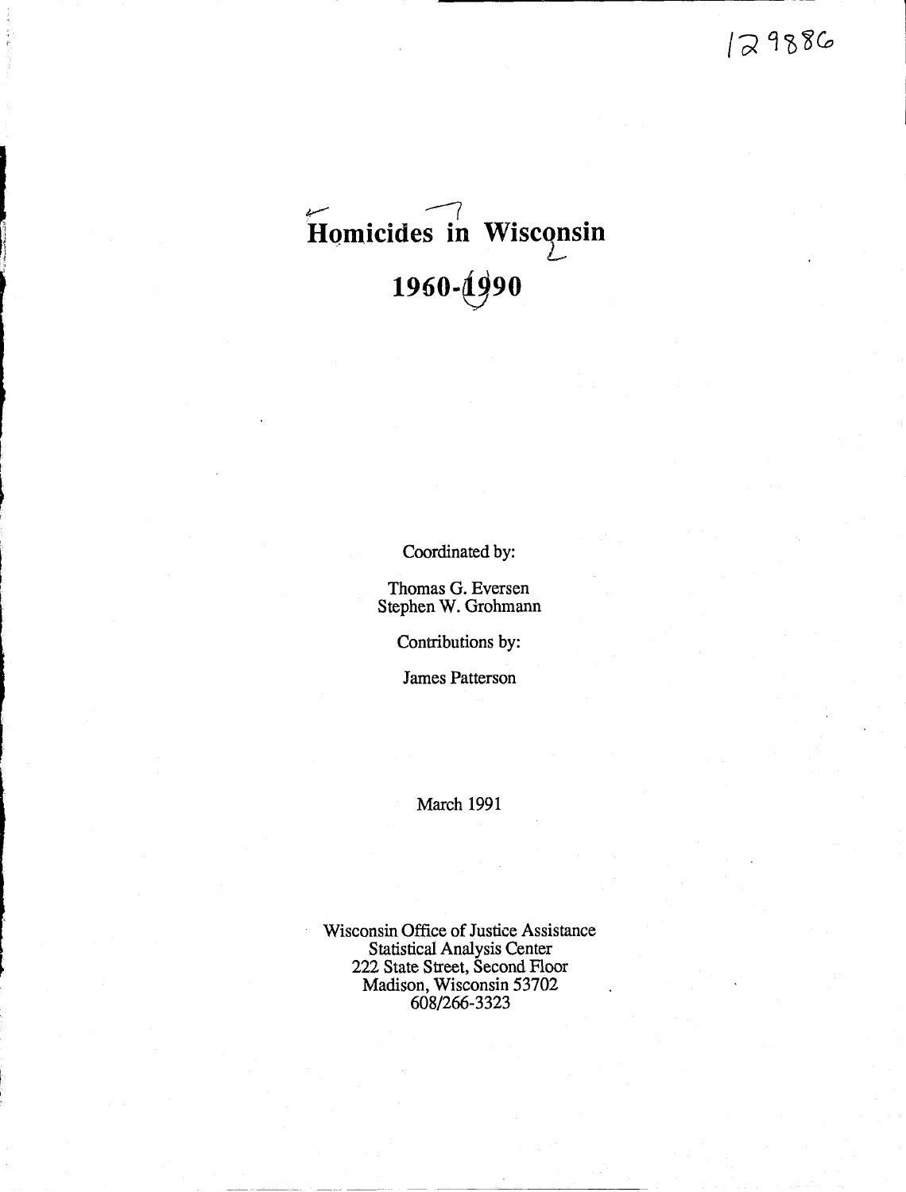129886

# Homicides in Wisconsin

# 1960-1990

Coordinated by:

Thomas G. Eversen
Stephen W. Grohmann

Contributions by:

James Patterson

March 1991

Wisconsin Office of Justice Assistance
Statistical Analysis Center
222 State Street, Second Floor
Madison, Wisconsin 53702
608/266-3323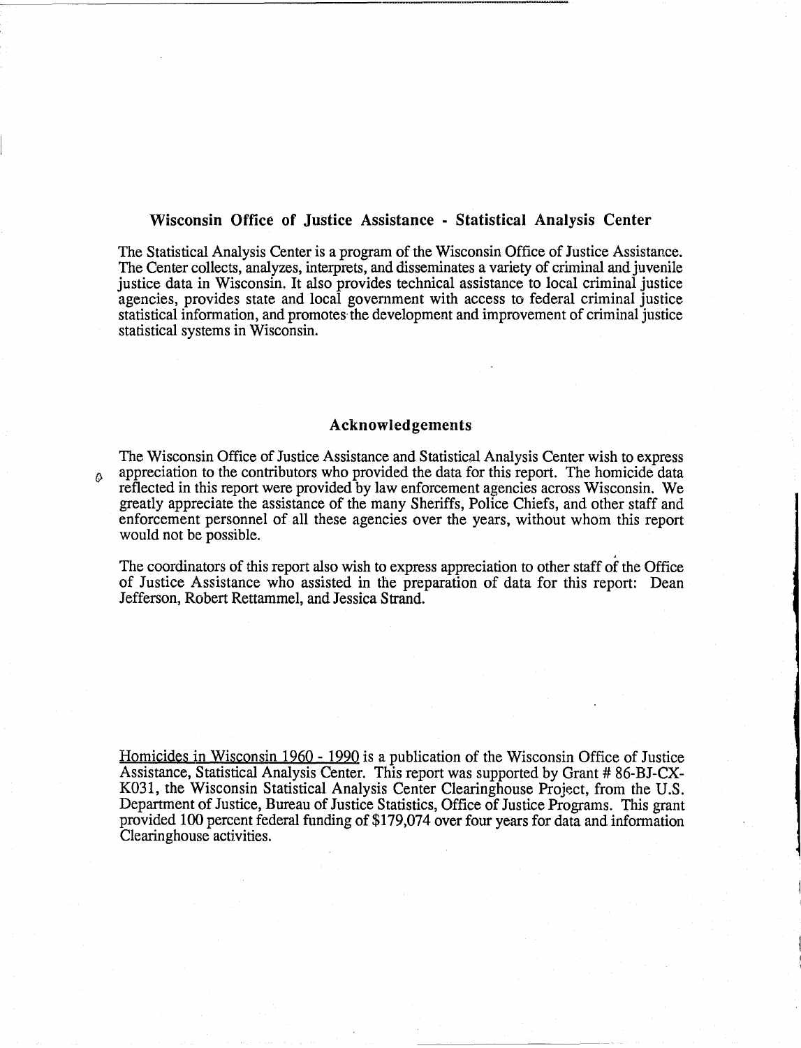## Wisconsin Office of Justice Assistance - Statistical Analysis Center

The Statistical Analysis Center is a program of the Wisconsin Office of Justice Assistance. The Center collects, analyzes, interprets, and disseminates a variety of criminal and juvenile justice data in Wisconsin. It also provides technical assistance to local criminal justice agencies, provides state and local government with access to federal criminal justice statistical information, and promotes the development and improvement of criminal justice statistical systems in Wisconsin.

## Acknowledgements

The Wisconsin Office of Justice Assistance and Statistical Analysis Center wish to express appreciation to the contributors who provided the data for this report. The homicide data reflected in this report were provided by law enforcement agencies across Wisconsin. We greatly appreciate the assistance of the many Sheriffs, Police Chiefs, and other staff and enforcement personnel of all these agencies over the years, without whom this report would not be possible.

The coordinators of this report also wish to express appreciation to other staff of the Office of Justice Assistance who assisted in the preparation of data for this report: Dean Jefferson, Robert Rettammel, and Jessica Strand.

Homicides in Wisconsin 1960 - 1990 is a publication of the Wisconsin Office of Justice Assistance, Statistical Analysis Center. This report was supported by Grant # 86-BJ-CX-K031, the Wisconsin Statistical Analysis Center Clearinghouse Project, from the U.S. Department of Justice, Bureau of Justice Statistics, Office of Justice Programs. This grant provided 100 percent federal funding of $179,074 over four years for data and information Clearinghouse activities.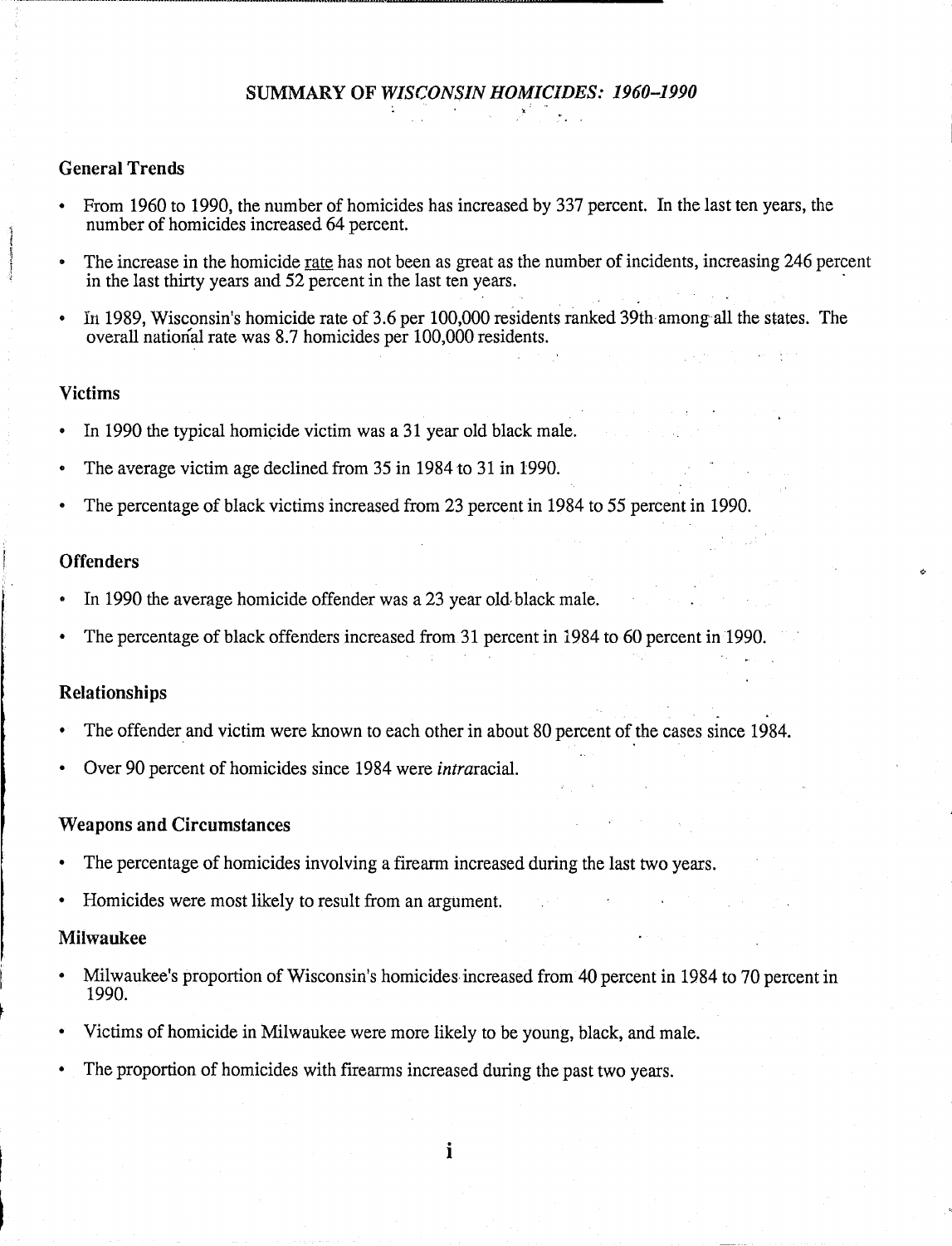# SUMMARY OF *WISCONSIN HOMICIDES: 1960–1990*

## General Trends

- From 1960 to 1990, the number of homicides has increased by 337 percent. In the last ten years, the number of homicides increased 64 percent.
- The increase in the homicide rate has not been as great as the number of incidents, increasing 246 percent in the last thirty years and 52 percent in the last ten years.
- In 1989, Wisconsin's homicide rate of 3.6 per 100,000 residents ranked 39th among all the states. The overall national rate was 8.7 homicides per 100,000 residents.

## Victims

- In 1990 the typical homicide victim was a 31 year old black male.
- The average victim age declined from 35 in 1984 to 31 in 1990.
- The percentage of black victims increased from 23 percent in 1984 to 55 percent in 1990.

## Offenders

- In 1990 the average homicide offender was a 23 year old black male.
- The percentage of black offenders increased from 31 percent in 1984 to 60 percent in 1990.

## Relationships

- The offender and victim were known to each other in about 80 percent of the cases since 1984.
- Over 90 percent of homicides since 1984 were *intra*racial.

## Weapons and Circumstances

- The percentage of homicides involving a firearm increased during the last two years.
- Homicides were most likely to result from an argument.

## Milwaukee

- Milwaukee's proportion of Wisconsin's homicides increased from 40 percent in 1984 to 70 percent in 1990.
- Victims of homicide in Milwaukee were more likely to be young, black, and male.
- The proportion of homicides with firearms increased during the past two years.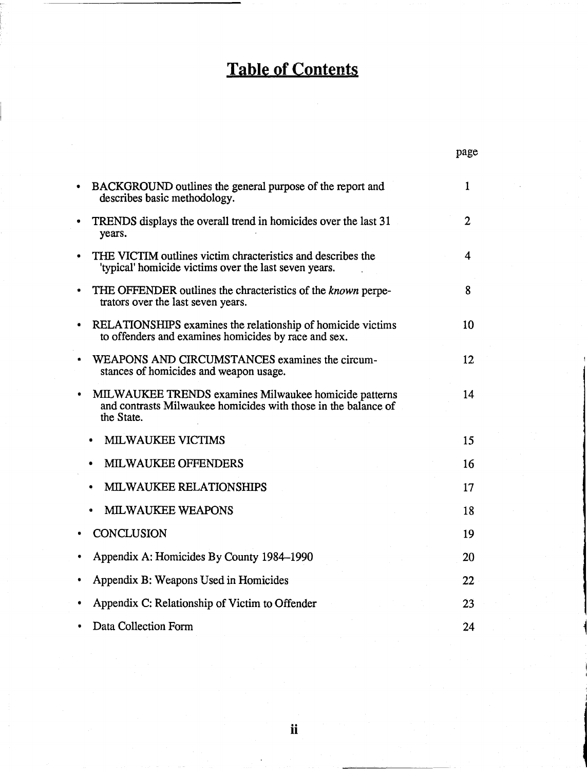# Table of Contents

| | page |
|---|---|
| • BACKGROUND outlines the general purpose of the report and describes basic methodology. | 1 |
| • TRENDS displays the overall trend in homicides over the last 31 years. | 2 |
| • THE VICTIM outlines victim chracteristics and describes the 'typical' homicide victims over the last seven years. | 4 |
| • THE OFFENDER outlines the chracteristics of the *known* perpetrators over the last seven years. | 8 |
| • RELATIONSHIPS examines the relationship of homicide victims to offenders and examines homicides by race and sex. | 10 |
| • WEAPONS AND CIRCUMSTANCES examines the circumstances of homicides and weapon usage. | 12 |
| • MILWAUKEE TRENDS examines Milwaukee homicide patterns and contrasts Milwaukee homicides with those in the balance of the State. | 14 |
| &nbsp;&nbsp;&nbsp;&nbsp;• MILWAUKEE VICTIMS | 15 |
| &nbsp;&nbsp;&nbsp;&nbsp;• MILWAUKEE OFFENDERS | 16 |
| &nbsp;&nbsp;&nbsp;&nbsp;• MILWAUKEE RELATIONSHIPS | 17 |
| &nbsp;&nbsp;&nbsp;&nbsp;• MILWAUKEE WEAPONS | 18 |
| • CONCLUSION | 19 |
| • Appendix A: Homicides By County 1984–1990 | 20 |
| • Appendix B: Weapons Used in Homicides | 22 |
| • Appendix C: Relationship of Victim to Offender | 23 |
| • Data Collection Form | 24 |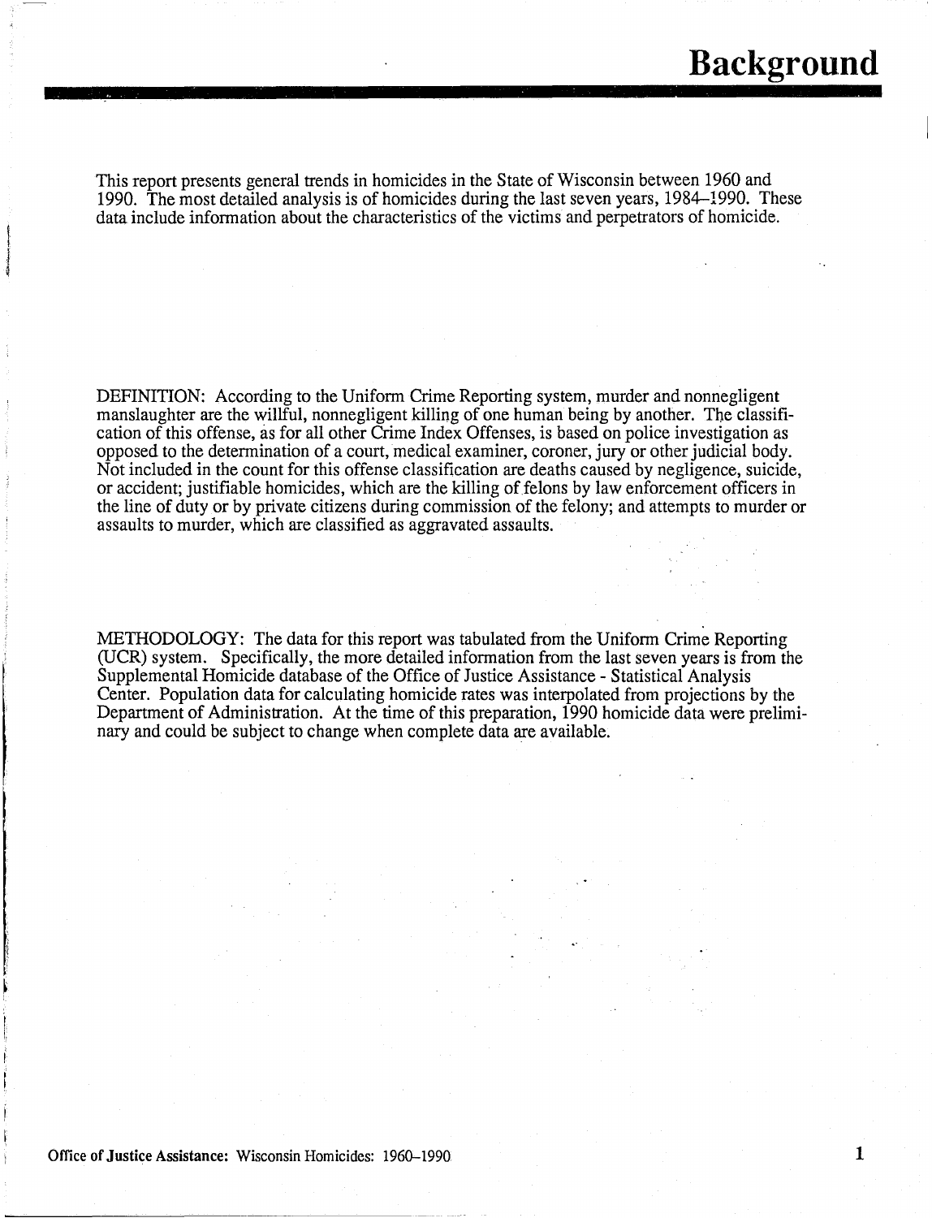# Background

This report presents general trends in homicides in the State of Wisconsin between 1960 and 1990. The most detailed analysis is of homicides during the last seven years, 1984–1990. These data include information about the characteristics of the victims and perpetrators of homicide.

DEFINITION: According to the Uniform Crime Reporting system, murder and nonnegligent manslaughter are the willful, nonnegligent killing of one human being by another. The classification of this offense, as for all other Crime Index Offenses, is based on police investigation as opposed to the determination of a court, medical examiner, coroner, jury or other judicial body. Not included in the count for this offense classification are deaths caused by negligence, suicide, or accident; justifiable homicides, which are the killing of felons by law enforcement officers in the line of duty or by private citizens during commission of the felony; and attempts to murder or assaults to murder, which are classified as aggravated assaults.

METHODOLOGY: The data for this report was tabulated from the Uniform Crime Reporting (UCR) system. Specifically, the more detailed information from the last seven years is from the Supplemental Homicide database of the Office of Justice Assistance - Statistical Analysis Center. Population data for calculating homicide rates was interpolated from projections by the Department of Administration. At the time of this preparation, 1990 homicide data were preliminary and could be subject to change when complete data are available.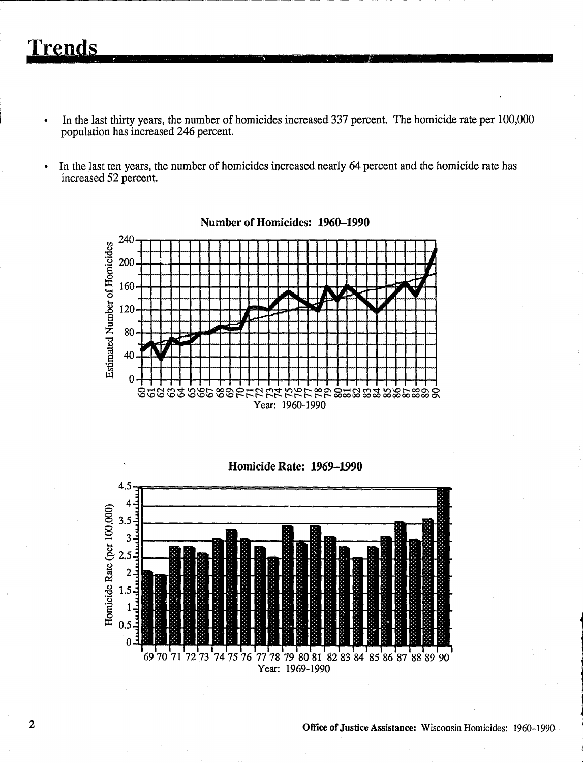# Trends

- In the last thirty years, the number of homicides increased 337 percent. The homicide rate per 100,000 population has increased 246 percent.
- In the last ten years, the number of homicides increased nearly 64 percent and the homicide rate has increased 52 percent.

**Number of Homicides: 1960–1990**

**Homicide Rate: 1969–1990**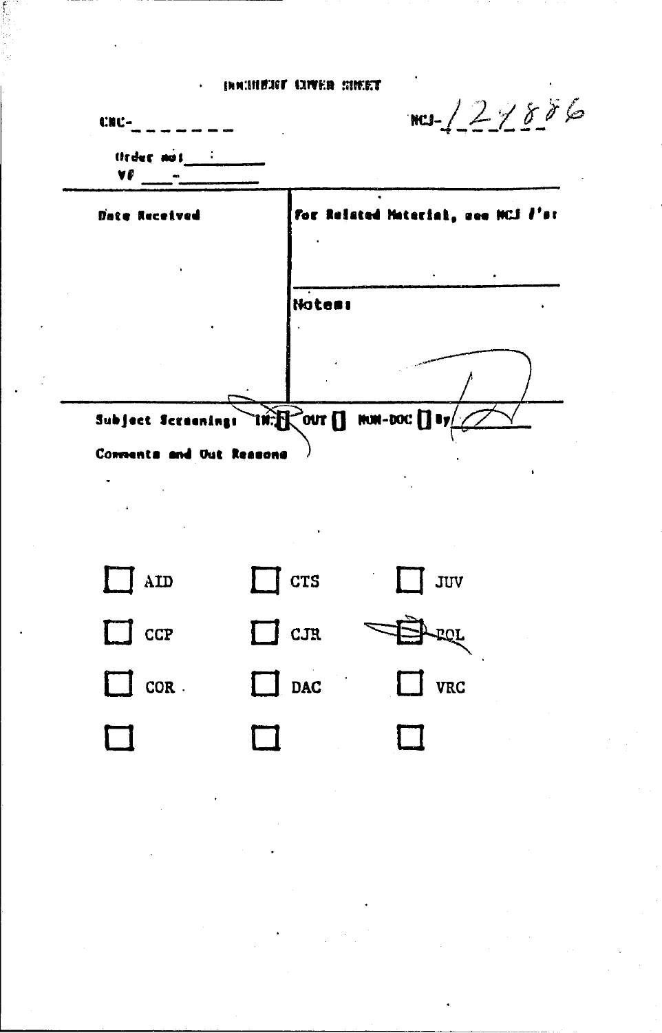DOCUMENT COVER SHEET

CRC-________ NCJ-124886

Order no: ________

VF ____-________

| Date Received | For Related Material, see NCJ #'s: |
|---|---|
| | Notes: |

Subject Screening: IN: [x] OUT [ ] NON-DOC [ ] By ________

Comments and Out Reasons

- [ ] AID
- [ ] CTS
- [ ] JUV
- [ ] CCP
- [ ] CJR
- [x] POL
- [ ] COR
- [ ] DAC
- [ ] VRC
- [ ]
- [ ]
- [ ]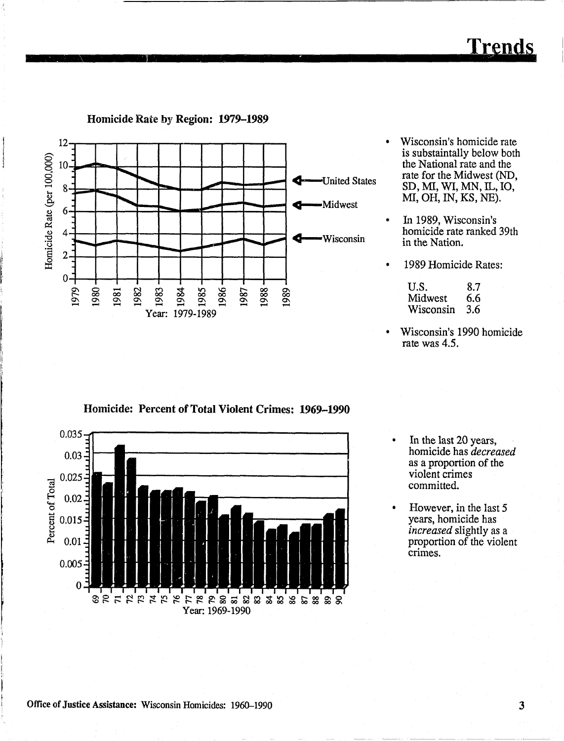# Trends

### Homicide Rate by Region: 1979–1989

- Wisconsin's homicide rate is substantally below both the National rate and the rate for the Midwest (ND, SD, MI, WI, MN, IL, IO, MI, OH, IN, KS, NE).
- In 1989, Wisconsin's homicide rate ranked 39th in the Nation.
- 1989 Homicide Rates:

| | |
|---|---|
| U.S. | 8.7 |
| Midwest | 6.6 |
| Wisconsin | 3.6 |

- Wisconsin's 1990 homicide rate was 4.5.

### Homicide: Percent of Total Violent Crimes: 1969–1990

- In the last 20 years, homicide has *decreased* as a proportion of the violent crimes committed.
- However, in the last 5 years, homicide has *increased* slightly as a proportion of the violent crimes.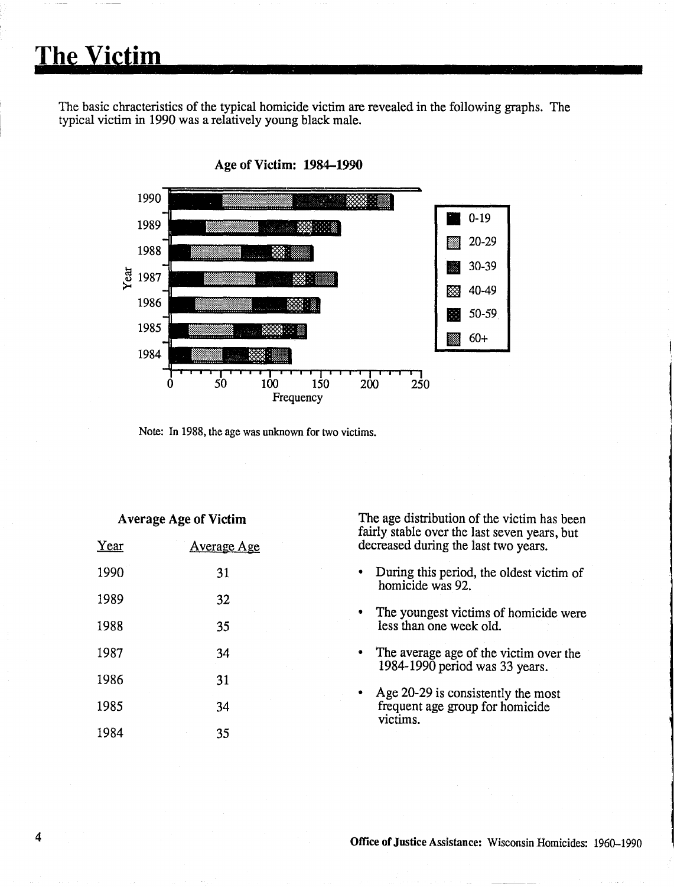# The Victim

The basic chracteristics of the typical homicide victim are revealed in the following graphs. The typical victim in 1990 was a relatively young black male.

**Age of Victim: 1984–1990**

Note: In 1988, the age was unknown for two victims.

**Average Age of Victim**

| Year | Average Age |
|---|---|
| 1990 | 31 |
| 1989 | 32 |
| 1988 | 35 |
| 1987 | 34 |
| 1986 | 31 |
| 1985 | 34 |
| 1984 | 35 |

The age distribution of the victim has been fairly stable over the last seven years, but decreased during the last two years.

- During this period, the oldest victim of homicide was 92.
- The youngest victims of homicide were less than one week old.
- The average age of the victim over the 1984-1990 period was 33 years.
- Age 20-29 is consistently the most frequent age group for homicide victims.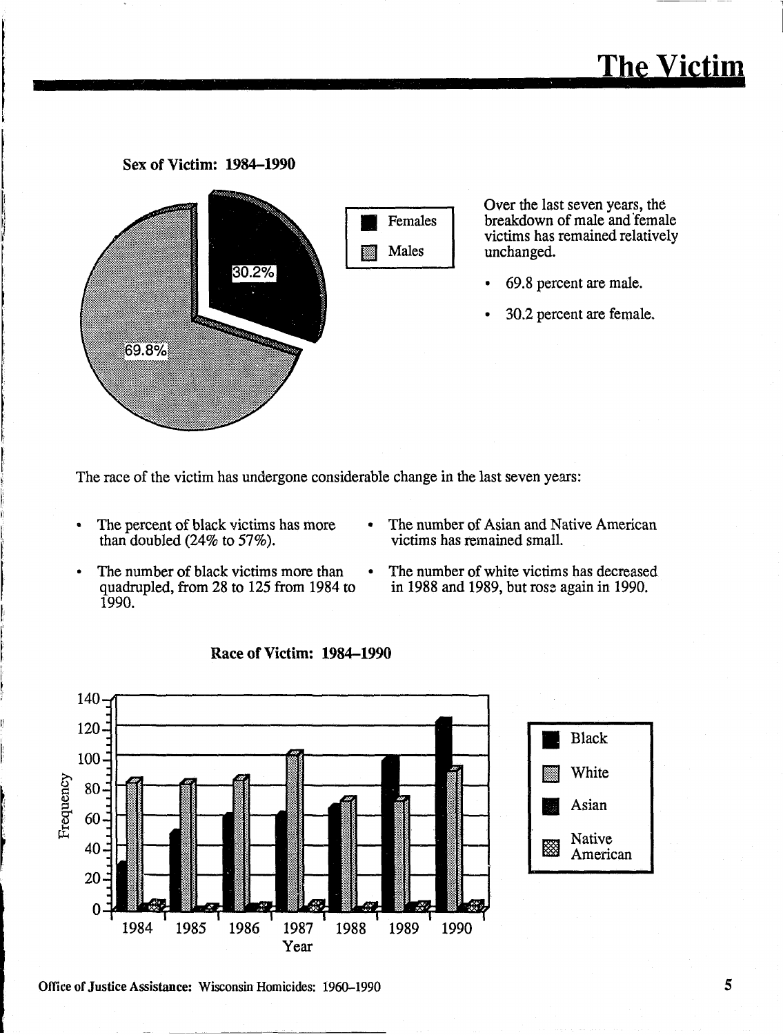# The Victim

**Sex of Victim: 1984–1990**

| | |
|---|---|
| Females | 30.2% |
| Males | 69.8% |

Over the last seven years, the breakdown of male and female victims has remained relatively unchanged.

- 69.8 percent are male.
- 30.2 percent are female.

The race of the victim has undergone considerable change in the last seven years:

- The percent of black victims has more than doubled (24% to 57%).
- The number of black victims more than quadrupled, from 28 to 125 from 1984 to 1990.
- The number of Asian and Native American victims has remained small.
- The number of white victims has decreased in 1988 and 1989, but rose again in 1990.

**Race of Victim: 1984–1990**

Legend: Black, White, Asian, Native American

Frequency (0–140) by Year (1984–1990)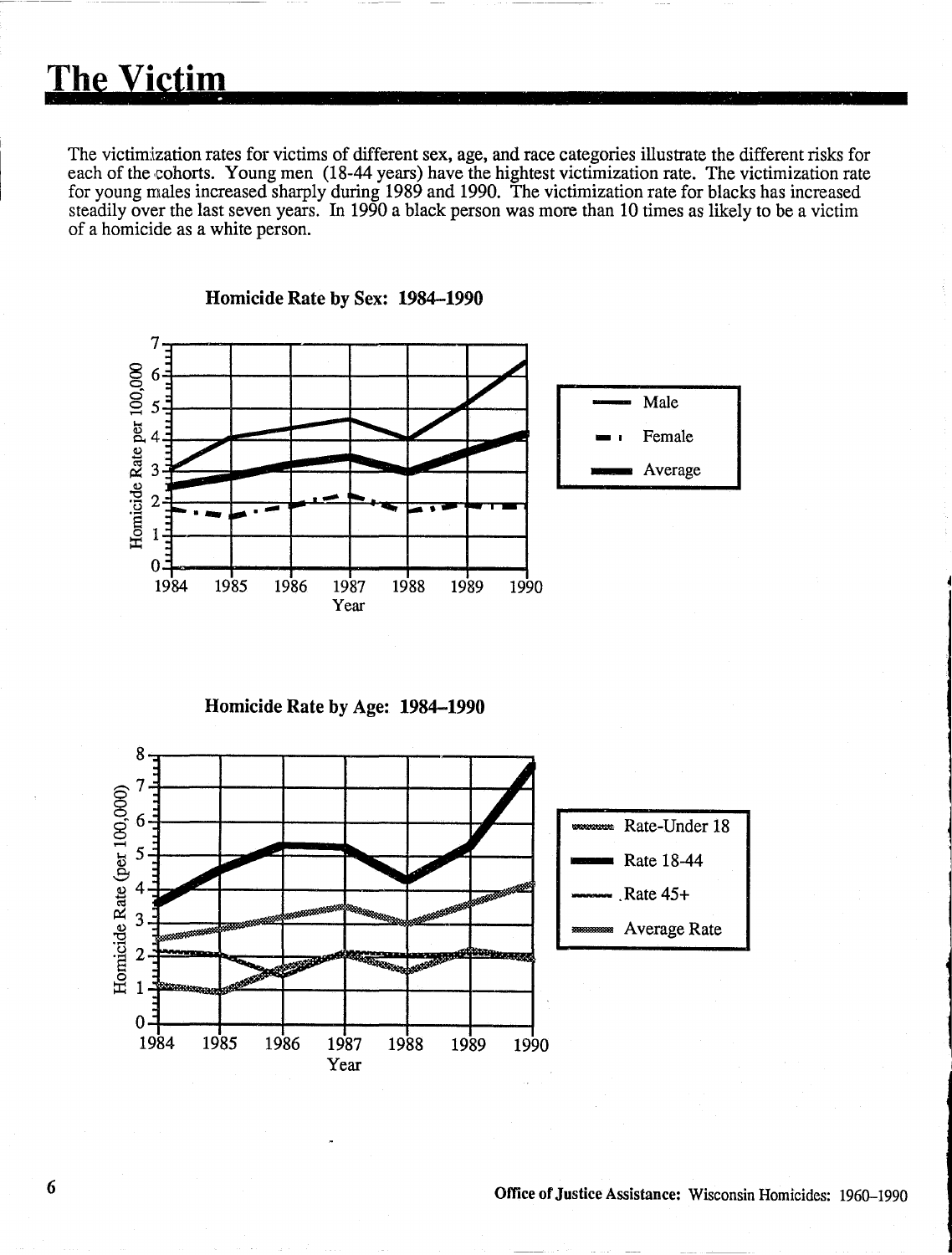# The Victim

The victimization rates for victims of different sex, age, and race categories illustrate the different risks for each of the cohorts. Young men (18-44 years) have the hightest victimization rate. The victimization rate for young males increased sharply during 1989 and 1990. The victimization rate for blacks has increased steadily over the last seven years. In 1990 a black person was more than 10 times as likely to be a victim of a homicide as a white person.

**Homicide Rate by Sex: 1984–1990**

**Homicide Rate by Age: 1984–1990**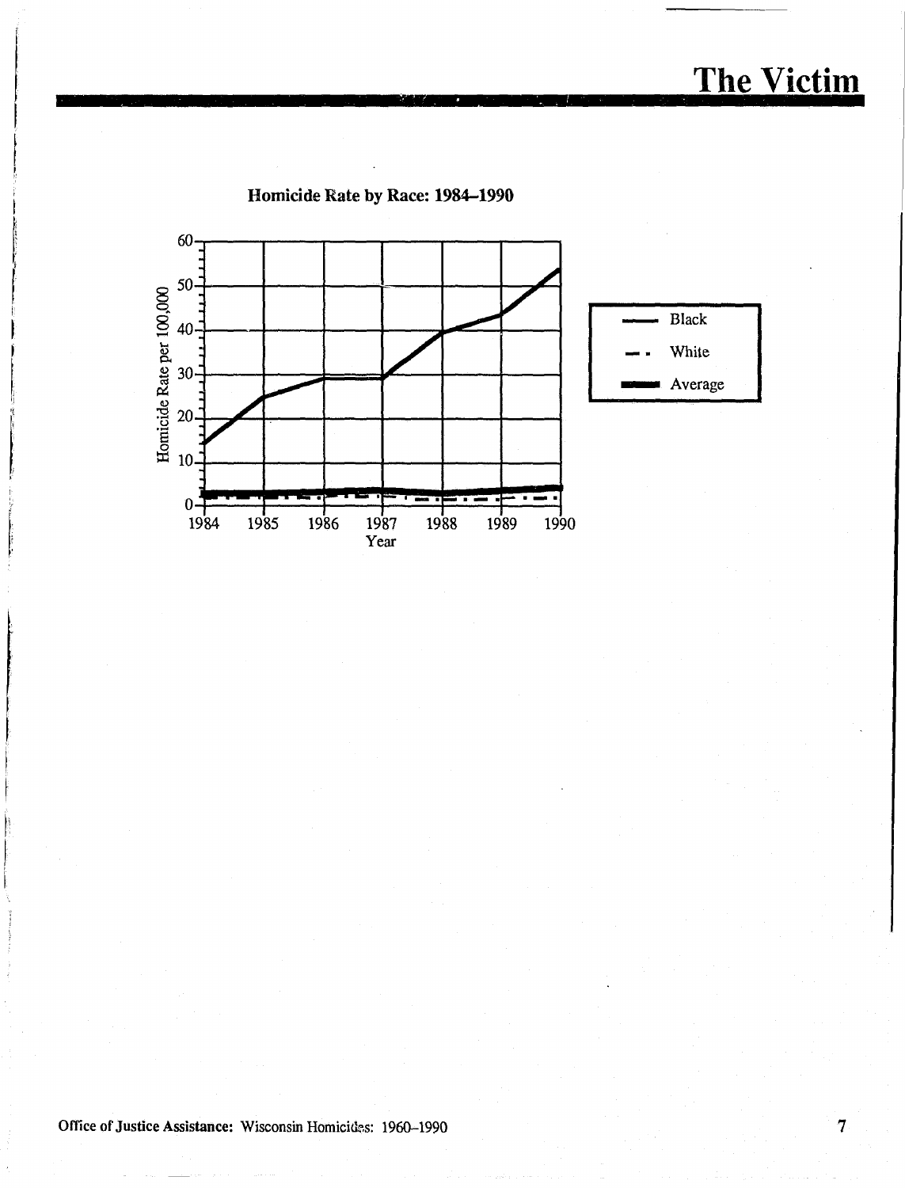# The Victim

**Homicide Rate by Race: 1984–1990**

Homicide Rate per 100,000

60
50
40
30
20
10
0

1984 1985 1986 1987 1988 1989 1990

Year

Black
White
Average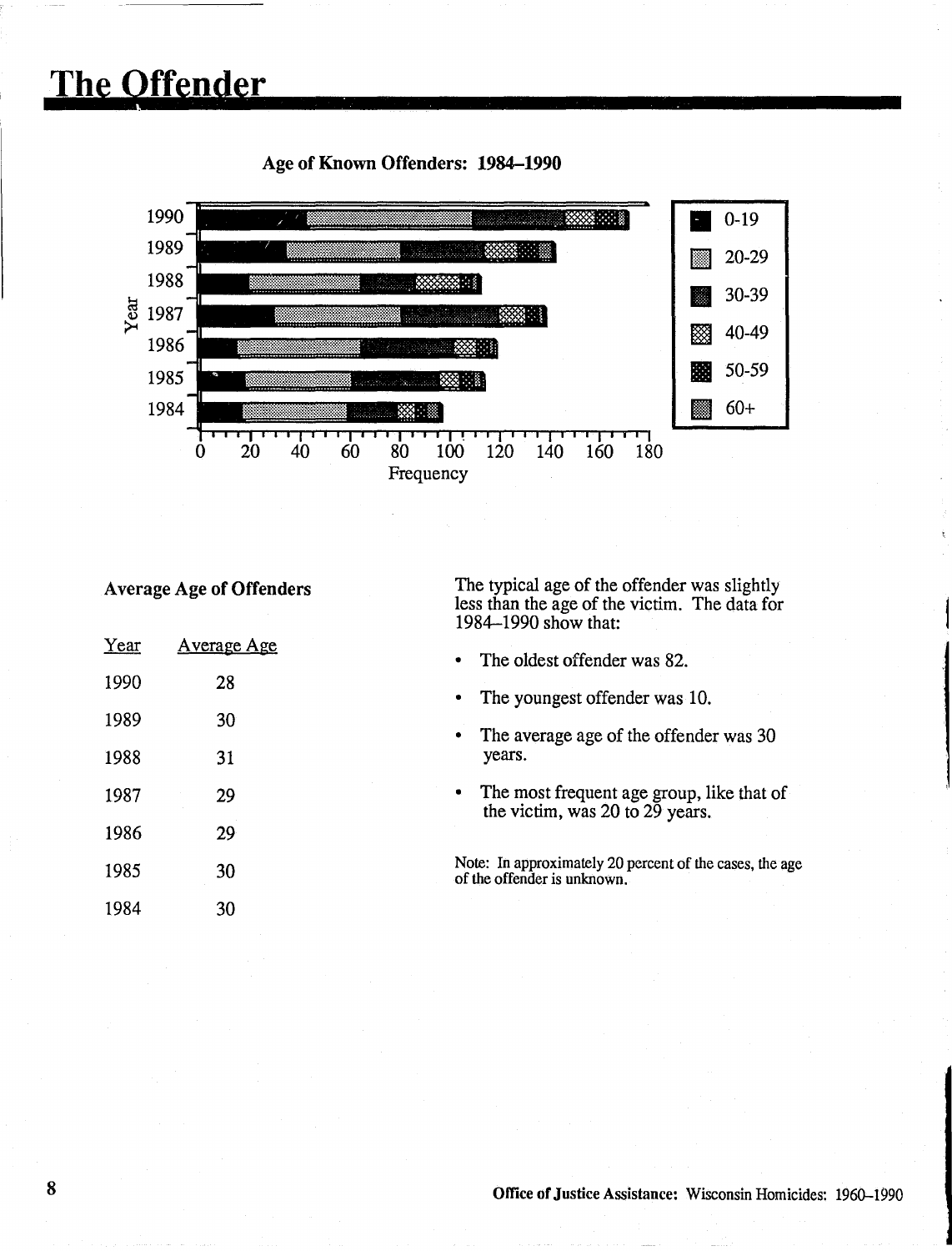# The Offender

**Age of Known Offenders: 1984–1990**

**Average Age of Offenders**

| Year | Average Age |
|---|---|
| 1990 | 28 |
| 1989 | 30 |
| 1988 | 31 |
| 1987 | 29 |
| 1986 | 29 |
| 1985 | 30 |
| 1984 | 30 |

The typical age of the offender was slightly less than the age of the victim. The data for 1984–1990 show that:

- The oldest offender was 82.
- The youngest offender was 10.
- The average age of the offender was 30 years.
- The most frequent age group, like that of the victim, was 20 to 29 years.

Note: In approximately 20 percent of the cases, the age of the offender is unknown.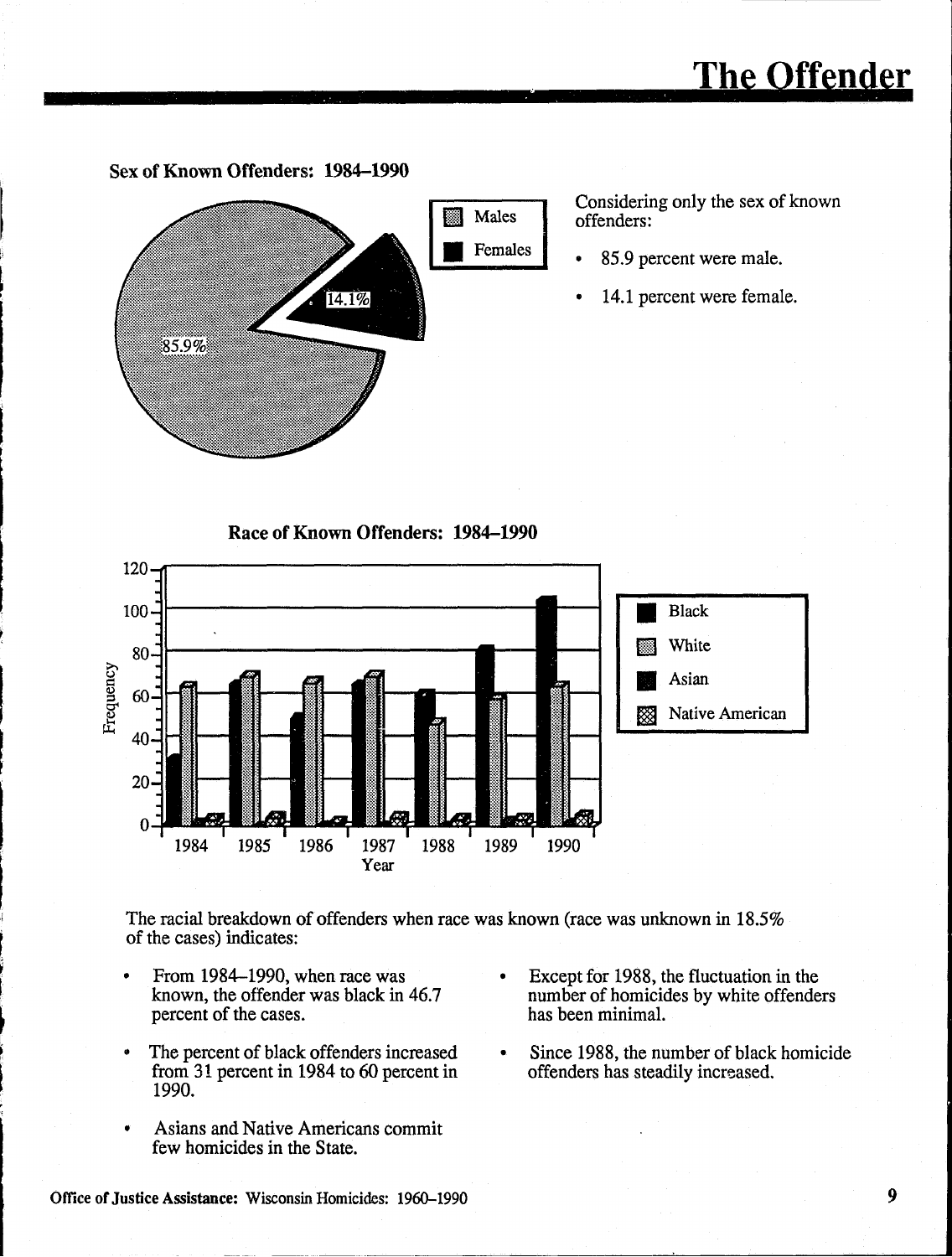# The Offender

### Sex of Known Offenders: 1984–1990

Considering only the sex of known offenders:

- 85.9 percent were male.
- 14.1 percent were female.

### Race of Known Offenders: 1984–1990

The racial breakdown of offenders when race was known (race was unknown in 18.5% of the cases) indicates:

- From 1984–1990, when race was known, the offender was black in 46.7 percent of the cases.
- The percent of black offenders increased from 31 percent in 1984 to 60 percent in 1990.
- Asians and Native Americans commit few homicides in the State.
- Except for 1988, the fluctuation in the number of homicides by white offenders has been minimal.
- Since 1988, the number of black homicide offenders has steadily increased.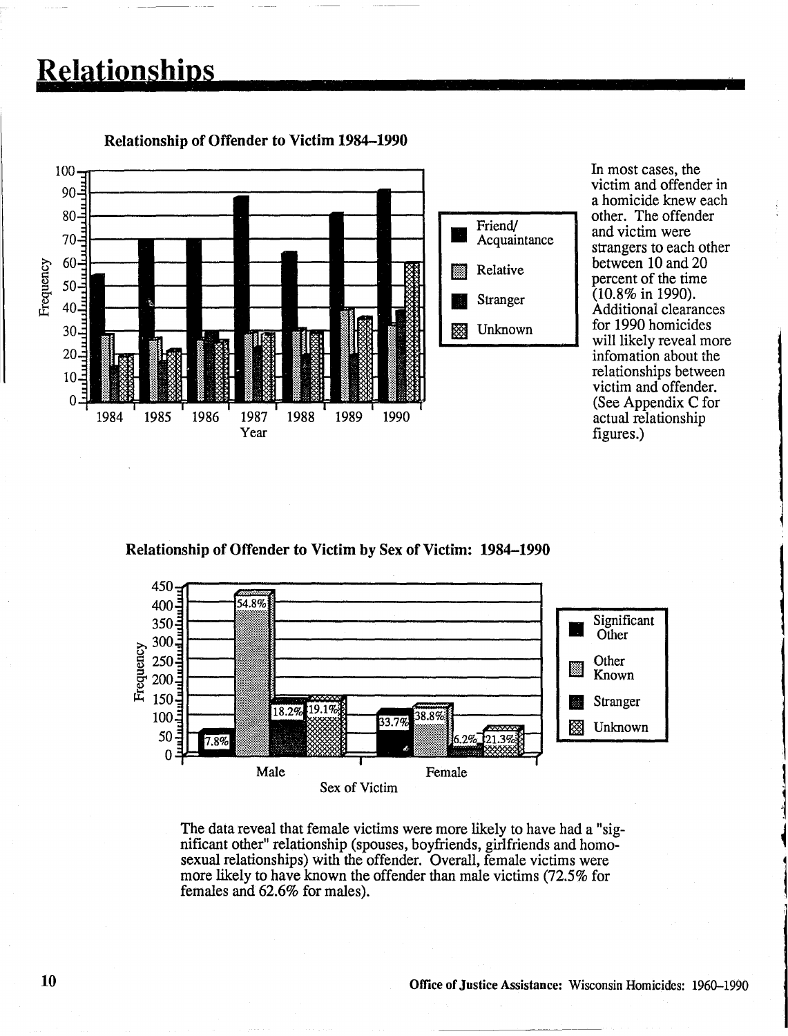# Relationships

**Relationship of Offender to Victim 1984–1990**

In most cases, the victim and offender in a homicide knew each other. The offender and victim were strangers to each other between 10 and 20 percent of the time (10.8% in 1990). Additional clearances for 1990 homicides will likely reveal more infomation about the relationships between victim and offender. (See Appendix C for actual relationship figures.)

**Relationship of Offender to Victim by Sex of Victim: 1984–1990**

The data reveal that female victims were more likely to have had a "significant other" relationship (spouses, boyfriends, girlfriends and homosexual relationships) with the offender. Overall, female victims were more likely to have known the offender than male victims (72.5% for females and 62.6% for males).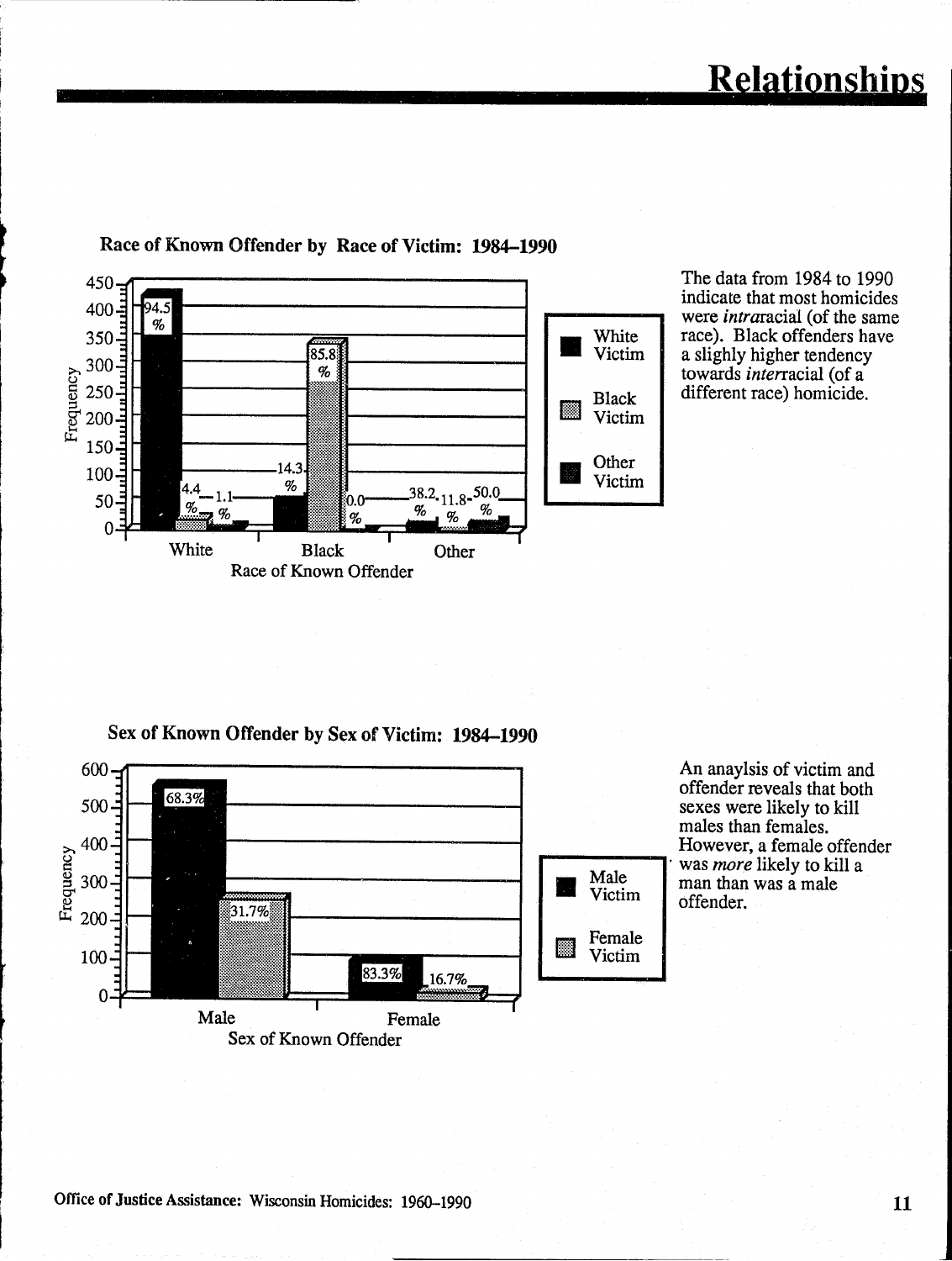# Relationships

### Race of Known Offender by Race of Victim: 1984–1990

The data from 1984 to 1990 indicate that most homicides were *intra*racial (of the same race). Black offenders have a slighly higher tendency towards *inter*racial (of a different race) homicide.

| Race of Known Offender | White Victim | Black Victim | Other Victim |
|---|---|---|---|
| White | 94.5 % | 4.4 % | 1.1 % |
| Black | 14.3 % | 85.8 % | 0.0 % |
| Other | 38.2 % | 11.8 % | 50.0 % |

### Sex of Known Offender by Sex of Victim: 1984–1990

An anaylsis of victim and offender reveals that both sexes were likely to kill males than females. However, a female offender was *more* likely to kill a man than was a male offender.

| Sex of Known Offender | Male Victim | Female Victim |
|---|---|---|
| Male | 68.3% | 31.7% |
| Female | 83.3% | 16.7% |

Office of Justice Assistance: Wisconsin Homicides: 1960–1990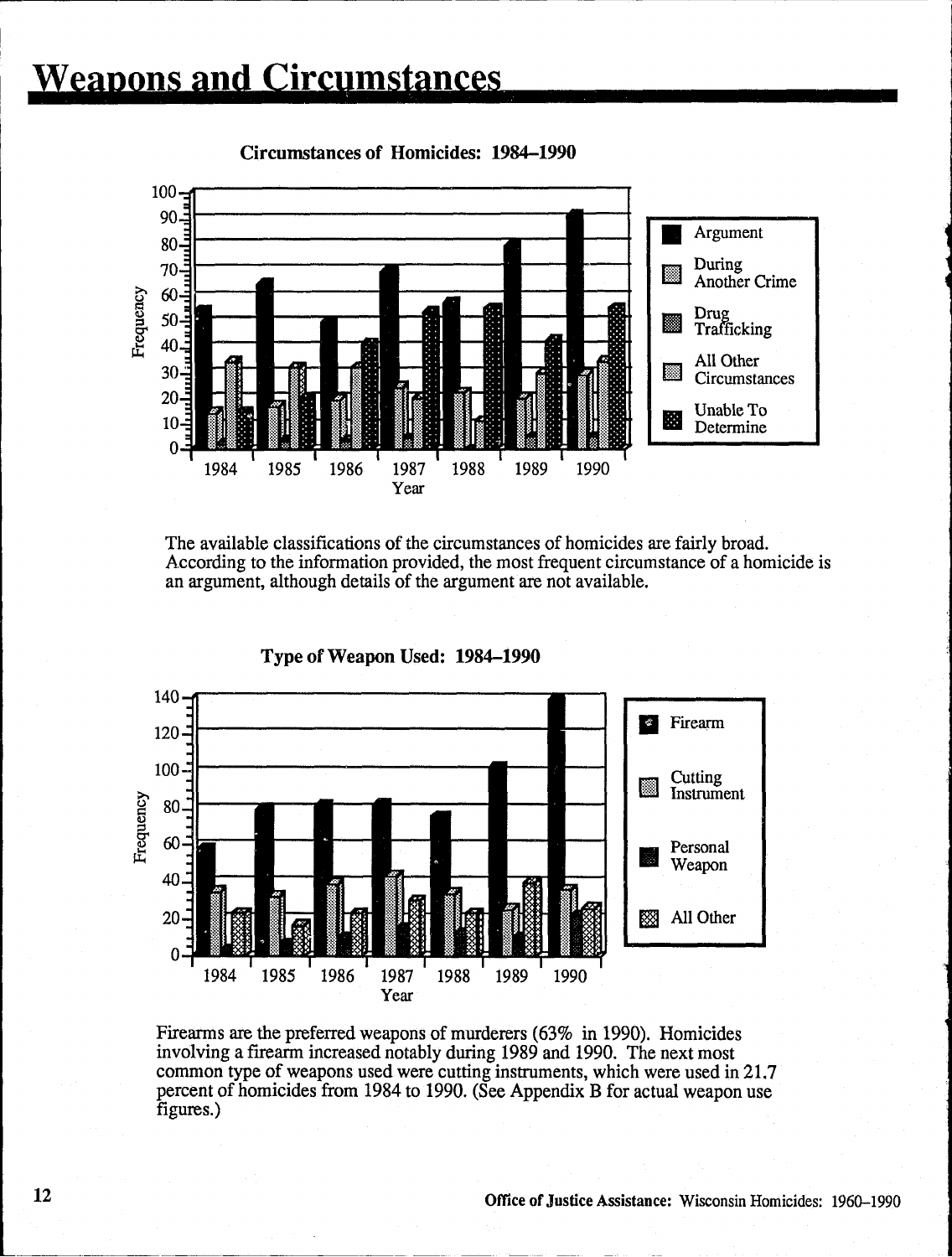# Weapons and Circumstances

**Circumstances of Homicides: 1984–1990**

The available classifications of the circumstances of homicides are fairly broad. According to the information provided, the most frequent circumstance of a homicide is an argument, although details of the argument are not available.

**Type of Weapon Used: 1984–1990**

Firearms are the preferred weapons of murderers (63% in 1990). Homicides involving a firearm increased notably during 1989 and 1990. The next most common type of weapons used were cutting instruments, which were used in 21.7 percent of homicides from 1984 to 1990. (See Appendix B for actual weapon use figures.)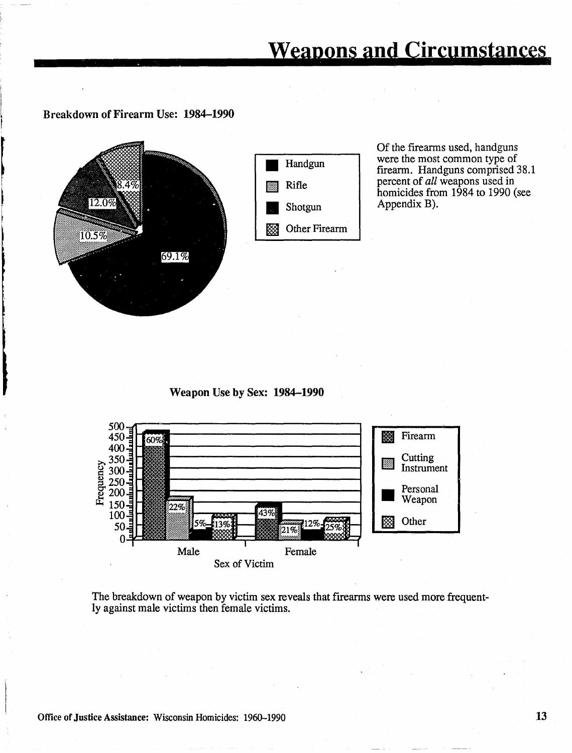# Weapons and Circumstances

**Breakdown of Firearm Use: 1984–1990**

- Handgun: 69.1%
- Rifle: 10.5%
- Shotgun: 12.0%
- Other Firearm: 8.4%

Of the firearms used, handguns were the most common type of firearm. Handguns comprised 38.1 percent of *all* weapons used in homicides from 1984 to 1990 (see Appendix B).

**Weapon Use by Sex: 1984–1990**

| Sex of Victim | Firearm | Cutting Instrument | Personal Weapon | Other |
|---|---|---|---|---|
| Male | 60% | 22% | 5% | 13% |
| Female | 43% | 21% | 12% | 25% |

The breakdown of weapon by victim sex reveals that firearms were used more frequently against male victims then female victims.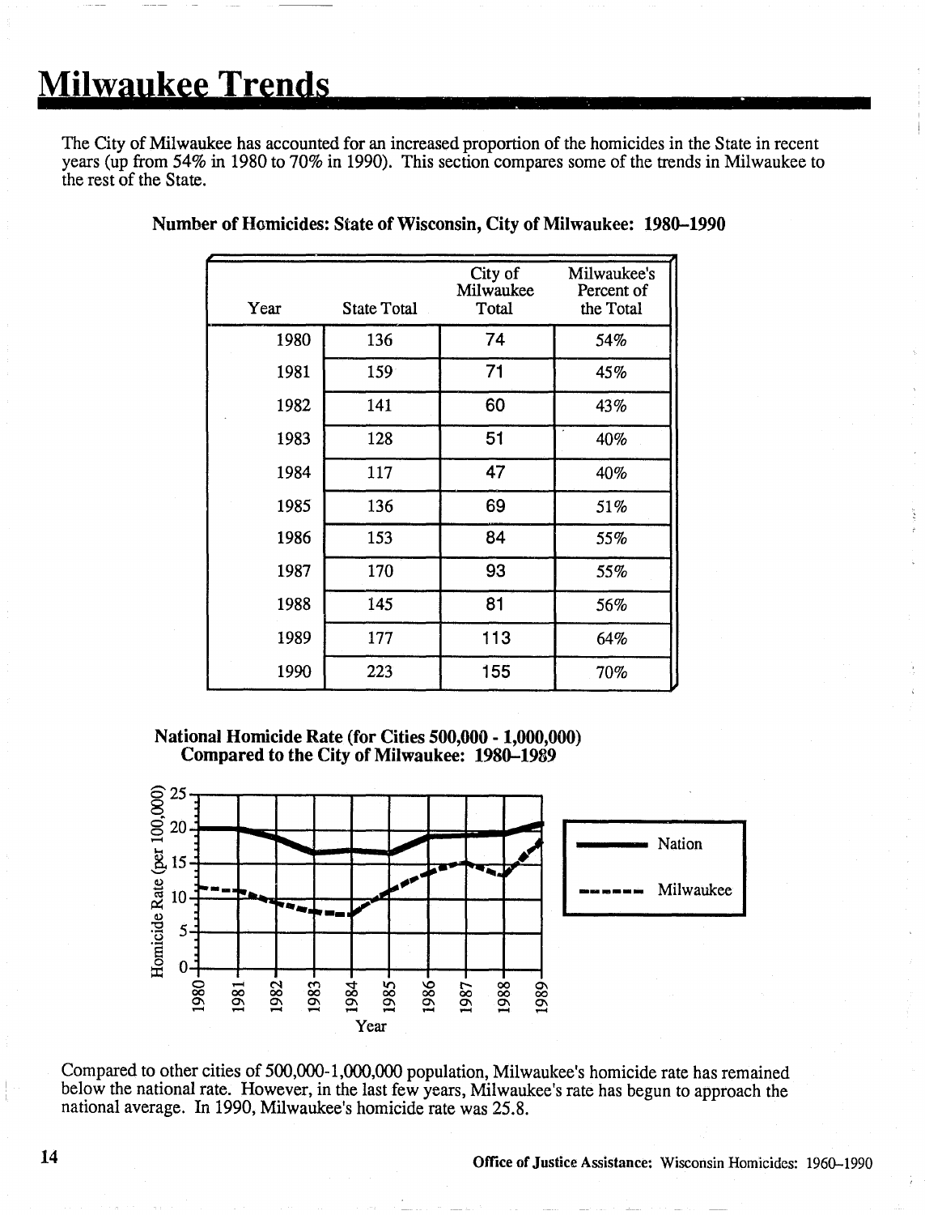# Milwaukee Trends

The City of Milwaukee has accounted for an increased proportion of the homicides in the State in recent years (up from 54% in 1980 to 70% in 1990). This section compares some of the trends in Milwaukee to the rest of the State.

**Number of Homicides: State of Wisconsin, City of Milwaukee: 1980–1990**

| Year | State Total | City of Milwaukee Total | Milwaukee's Percent of the Total |
|---|---|---|---|
| 1980 | 136 | 74 | 54% |
| 1981 | 159 | 71 | 45% |
| 1982 | 141 | 60 | 43% |
| 1983 | 128 | 51 | 40% |
| 1984 | 117 | 47 | 40% |
| 1985 | 136 | 69 | 51% |
| 1986 | 153 | 84 | 55% |
| 1987 | 170 | 93 | 55% |
| 1988 | 145 | 81 | 56% |
| 1989 | 177 | 113 | 64% |
| 1990 | 223 | 155 | 70% |

**National Homicide Rate (for Cities 500,000 - 1,000,000) Compared to the City of Milwaukee: 1980–1989**

Compared to other cities of 500,000-1,000,000 population, Milwaukee's homicide rate has remained below the national rate. However, in the last few years, Milwaukee's rate has begun to approach the national average. In 1990, Milwaukee's homicide rate was 25.8.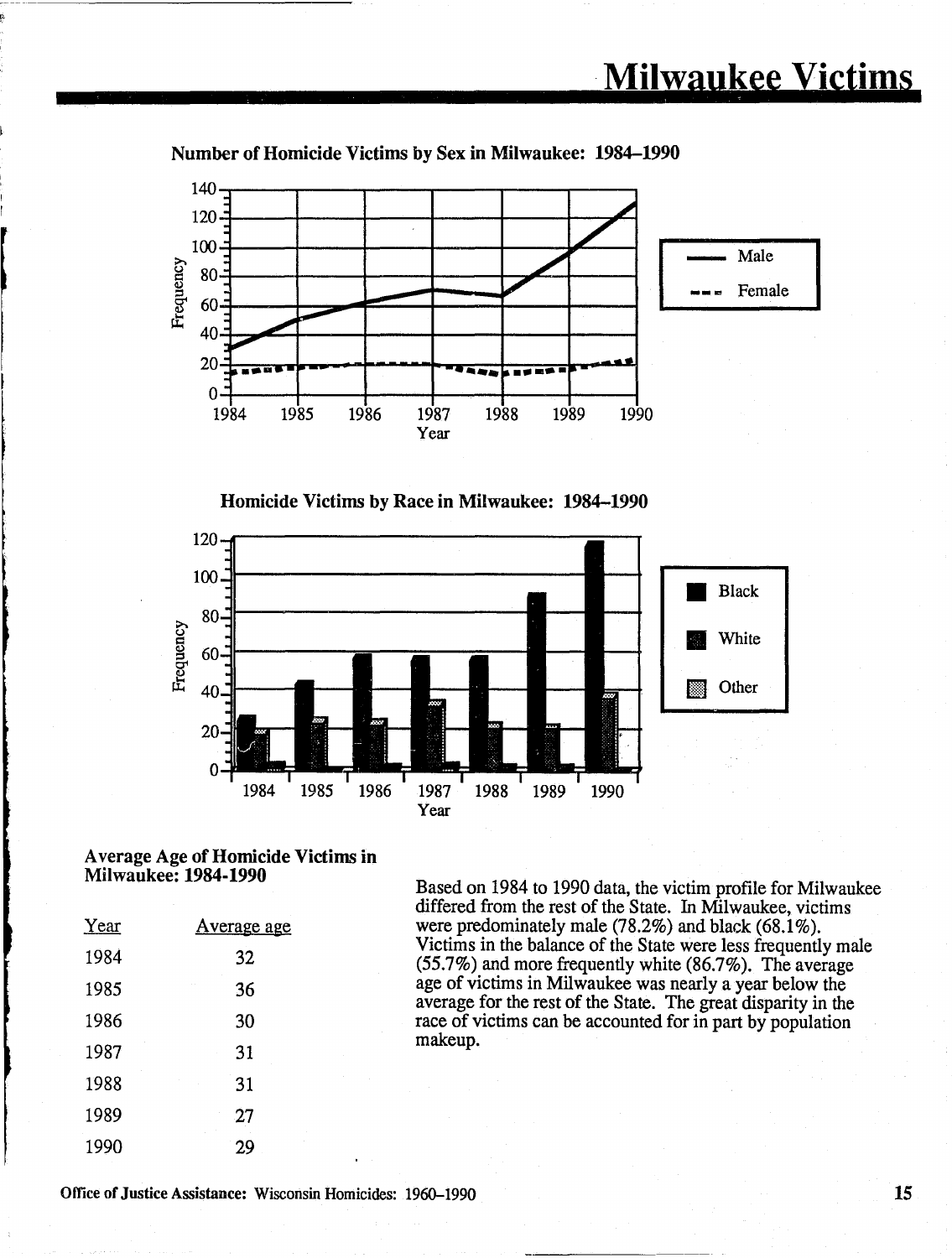# Milwaukee Victims

### Number of Homicide Victims by Sex in Milwaukee: 1984–1990

### Homicide Victims by Race in Milwaukee: 1984–1990

### Average Age of Homicide Victims in Milwaukee: 1984-1990

| Year | Average age |
|---|---|
| 1984 | 32 |
| 1985 | 36 |
| 1986 | 30 |
| 1987 | 31 |
| 1988 | 31 |
| 1989 | 27 |
| 1990 | 29 |

Based on 1984 to 1990 data, the victim profile for Milwaukee differed from the rest of the State. In Milwaukee, victims were predominately male (78.2%) and black (68.1%). Victims in the balance of the State were less frequently male (55.7%) and more frequently white (86.7%). The average age of victims in Milwaukee was nearly a year below the average for the rest of the State. The great disparity in the race of victims can be accounted for in part by population makeup.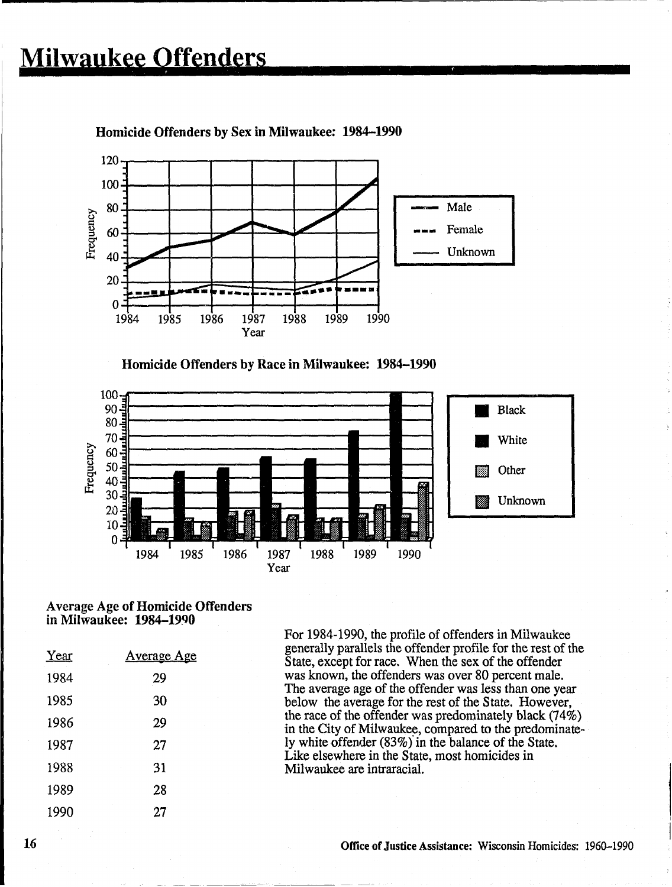# Milwaukee Offenders

### Homicide Offenders by Sex in Milwaukee: 1984–1990

### Homicide Offenders by Race in Milwaukee: 1984–1990

### Average Age of Homicide Offenders in Milwaukee: 1984–1990

| Year | Average Age |
| --- | --- |
| 1984 | 29 |
| 1985 | 30 |
| 1986 | 29 |
| 1987 | 27 |
| 1988 | 31 |
| 1989 | 28 |
| 1990 | 27 |

For 1984-1990, the profile of offenders in Milwaukee generally parallels the offender profile for the rest of the State, except for race. When the sex of the offender was known, the offenders was over 80 percent male. The average age of the offender was less than one year below the average for the rest of the State. However, the race of the offender was predominately black (74%) in the City of Milwaukee, compared to the predominately white offender (83%) in the balance of the State. Like elsewhere in the State, most homicides in Milwaukee are intraracial.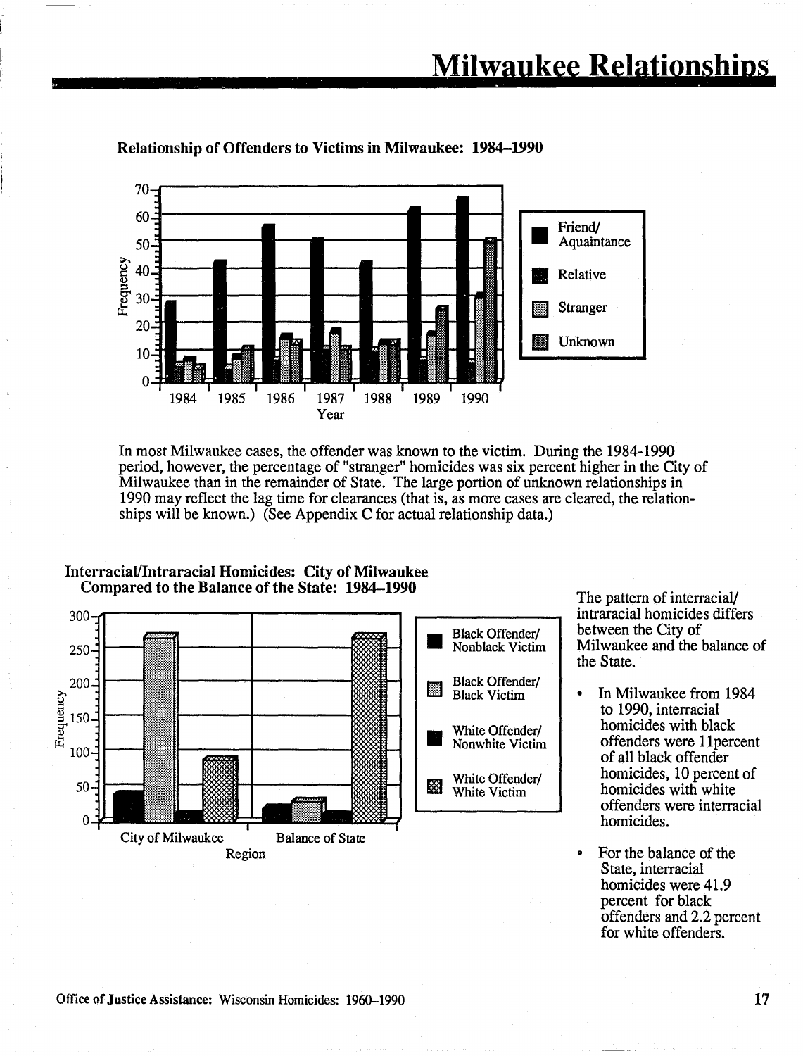# Milwaukee Relationships

### Relationship of Offenders to Victims in Milwaukee: 1984–1990

In most Milwaukee cases, the offender was known to the victim. During the 1984-1990 period, however, the percentage of "stranger" homicides was six percent higher in the City of Milwaukee than in the remainder of State. The large portion of unknown relationships in 1990 may reflect the lag time for clearances (that is, as more cases are cleared, the relationships will be known.) (See Appendix C for actual relationship data.)

### Interracial/Intraracial Homicides: City of Milwaukee Compared to the Balance of the State: 1984–1990

The pattern of interracial/ intraracial homicides differs between the City of Milwaukee and the balance of the State.

- In Milwaukee from 1984 to 1990, interracial homicides with black offenders were 11percent of all black offender homicides, 10 percent of homicides with white offenders were interracial homicides.
- For the balance of the State, interracial homicides were 41.9 percent for black offenders and 2.2 percent for white offenders.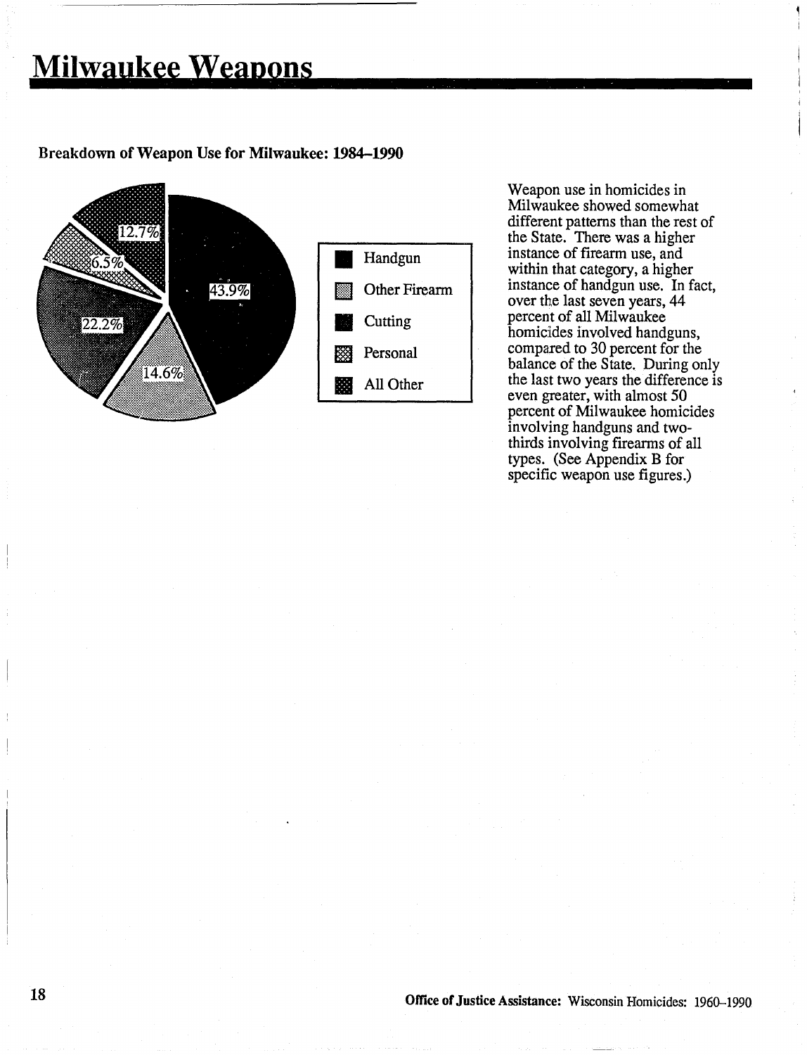# Milwaukee Weapons

### Breakdown of Weapon Use for Milwaukee: 1984–1990

| Weapon | Percent |
|---|---|
| Handgun | 43.9% |
| Other Firearm | 14.6% |
| Cutting | 22.2% |
| Personal | 6.5% |
| All Other | 12.7% |

Weapon use in homicides in Milwaukee showed somewhat different patterns than the rest of the State. There was a higher instance of firearm use, and within that category, a higher instance of handgun use. In fact, over the last seven years, 44 percent of all Milwaukee homicides involved handguns, compared to 30 percent for the balance of the State. During only the last two years the difference is even greater, with almost 50 percent of Milwaukee homicides involving handguns and two-thirds involving firearms of all types. (See Appendix B for specific weapon use figures.)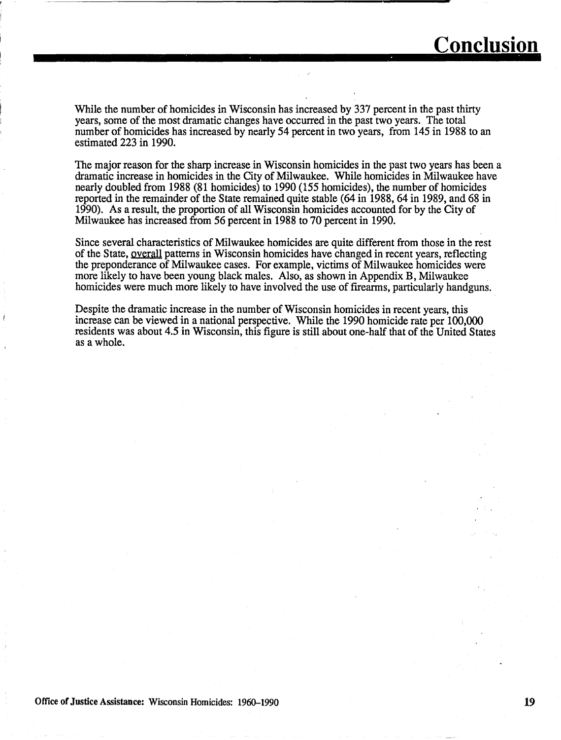# Conclusion

While the number of homicides in Wisconsin has increased by 337 percent in the past thirty years, some of the most dramatic changes have occurred in the past two years. The total number of homicides has increased by nearly 54 percent in two years, from 145 in 1988 to an estimated 223 in 1990.

The major reason for the sharp increase in Wisconsin homicides in the past two years has been a dramatic increase in homicides in the City of Milwaukee. While homicides in Milwaukee have nearly doubled from 1988 (81 homicides) to 1990 (155 homicides), the number of homicides reported in the remainder of the State remained quite stable (64 in 1988, 64 in 1989, and 68 in 1990). As a result, the proportion of all Wisconsin homicides accounted for by the City of Milwaukee has increased from 56 percent in 1988 to 70 percent in 1990.

Since several characteristics of Milwaukee homicides are quite different from those in the rest of the State, overall patterns in Wisconsin homicides have changed in recent years, reflecting the preponderance of Milwaukee cases. For example, victims of Milwaukee homicides were more likely to have been young black males. Also, as shown in Appendix B, Milwaukee homicides were much more likely to have involved the use of firearms, particularly handguns.

Despite the dramatic increase in the number of Wisconsin homicides in recent years, this increase can be viewed in a national perspective. While the 1990 homicide rate per 100,000 residents was about 4.5 in Wisconsin, this figure is still about one-half that of the United States as a whole.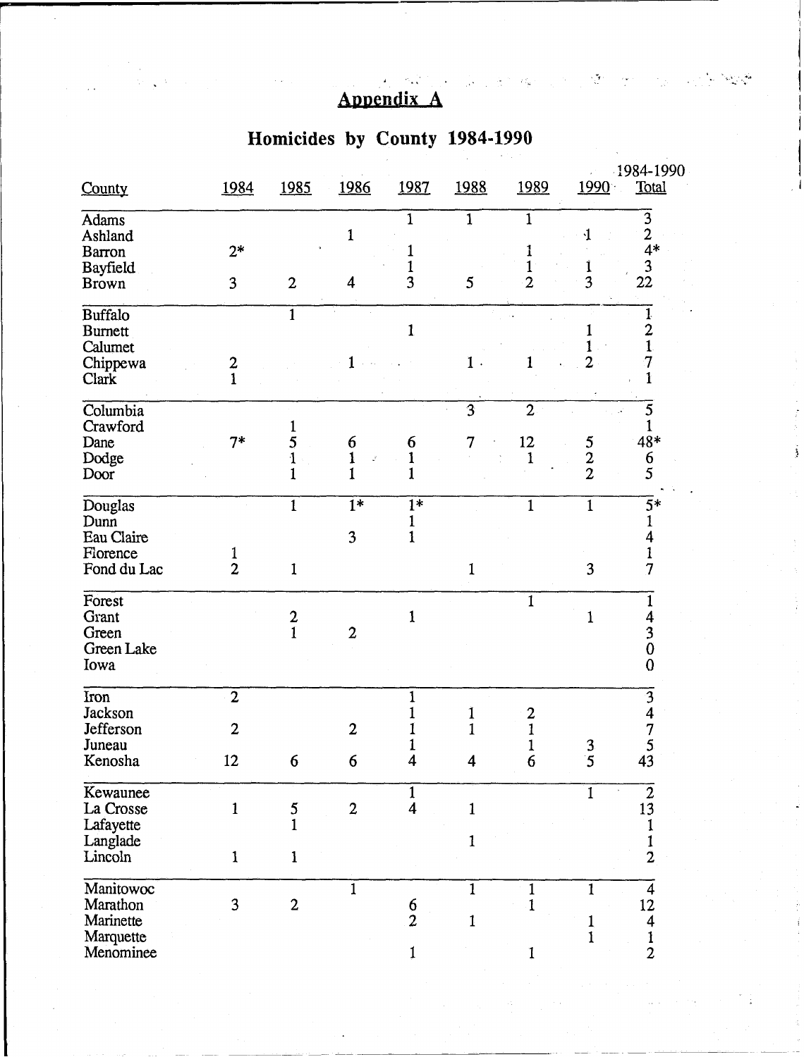## Appendix A

## Homicides by County 1984-1990

| County | 1984 | 1985 | 1986 | 1987 | 1988 | 1989 | 1990 | 1984-1990 Total |
|---|---|---|---|---|---|---|---|---|
| Adams | | | | 1 | 1 | 1 | | 3 |
| Ashland | | | 1 | | | | 1 | 2 |
| Barron | 2* | | | 1 | | 1 | | 4* |
| Bayfield | | | | 1 | | 1 | 1 | 3 |
| Brown | 3 | 2 | 4 | 3 | 5 | 2 | 3 | 22 |
| Buffalo | | 1 | | | | | | 1 |
| Burnett | | | | 1 | | | 1 | 2 |
| Calumet | | | | | | | 1 | 1 |
| Chippewa | 2 | | 1 | | 1 | 1 | 2 | 7 |
| Clark | 1 | | | | | | | 1 |
| Columbia | | | | | 3 | 2 | | 5 |
| Crawford | | 1 | | | | | | 1 |
| Dane | 7* | 5 | 6 | 6 | 7 | 12 | 5 | 48* |
| Dodge | | 1 | 1 | 1 | | 1 | 2 | 6 |
| Door | | 1 | 1 | 1 | | | 2 | 5 |
| Douglas | | 1 | 1* | 1* | | 1 | 1 | 5* |
| Dunn | | | | 1 | | | | 1 |
| Eau Claire | | | 3 | 1 | | | | 4 |
| Florence | 1 | | | | | | | 1 |
| Fond du Lac | 2 | 1 | | | 1 | | 3 | 7 |
| Forest | | | | | | 1 | | 1 |
| Grant | | 2 | | 1 | | | 1 | 4 |
| Green | | 1 | 2 | | | | | 3 |
| Green Lake | | | | | | | | 0 |
| Iowa | | | | | | | | 0 |
| Iron | 2 | | | 1 | | | | 3 |
| Jackson | | | | 1 | 1 | 2 | | 4 |
| Jefferson | 2 | | 2 | 1 | 1 | 1 | | 7 |
| Juneau | | | | 1 | | 1 | 3 | 5 |
| Kenosha | 12 | 6 | 6 | 4 | 4 | 6 | 5 | 43 |
| Kewaunee | | | | 1 | | | 1 | 2 |
| La Crosse | 1 | 5 | 2 | 4 | 1 | | | 13 |
| Lafayette | | 1 | | | | | | 1 |
| Langlade | | | | | 1 | | | 1 |
| Lincoln | 1 | 1 | | | | | | 2 |
| Manitowoc | | | 1 | | 1 | 1 | 1 | 4 |
| Marathon | 3 | 2 | | 6 | | 1 | | 12 |
| Marinette | | | | 2 | 1 | | 1 | 4 |
| Marquette | | | | | | | 1 | 1 |
| Menominee | | | | 1 | | 1 | | 2 |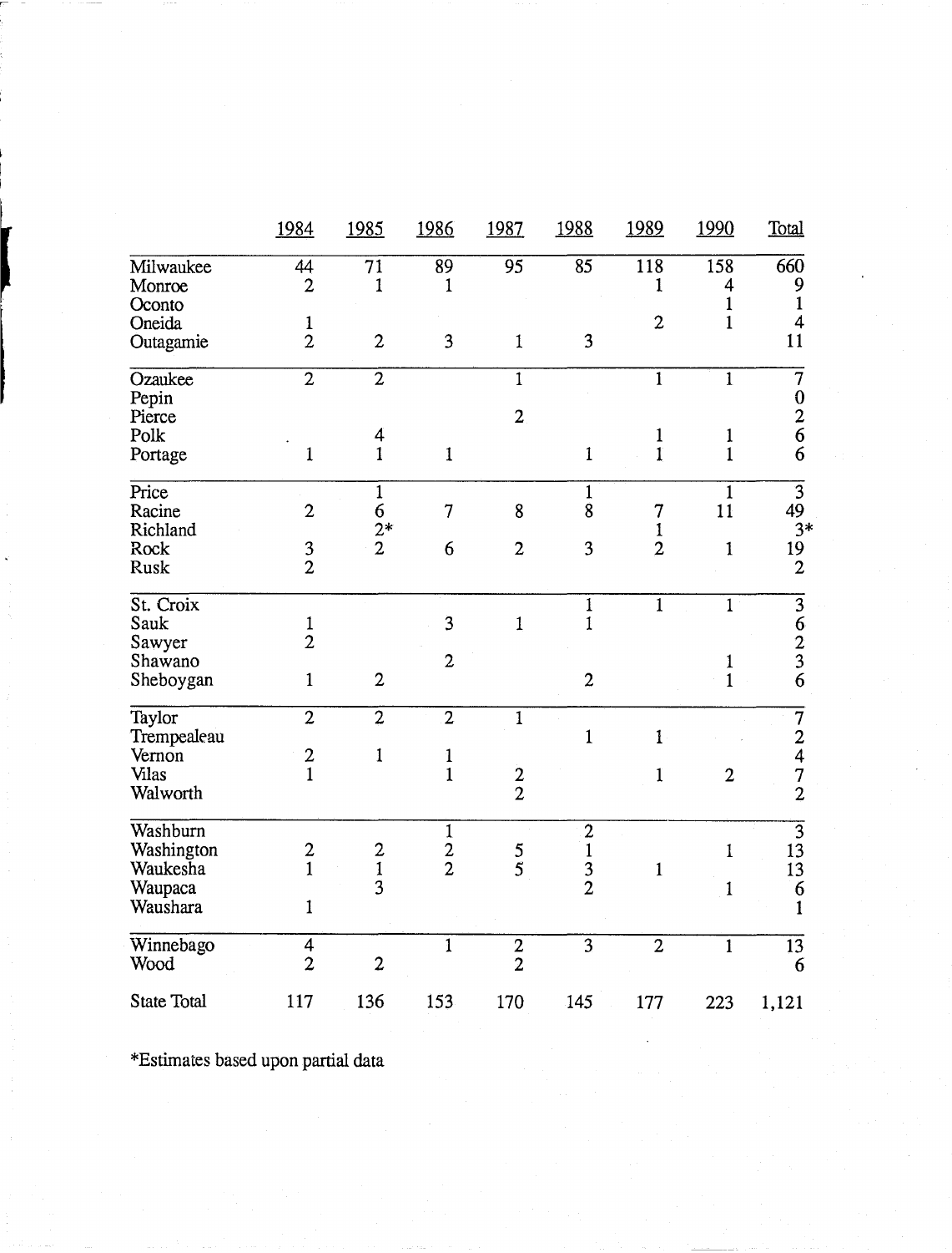| | 1984 | 1985 | 1986 | 1987 | 1988 | 1989 | 1990 | Total |
|---|---|---|---|---|---|---|---|---|
| Milwaukee | 44 | 71 | 89 | 95 | 85 | 118 | 158 | 660 |
| Monroe | 2 | 1 | 1 | | | 1 | 4 | 9 |
| Oconto | | | | | | | 1 | 1 |
| Oneida | 1 | | | | | 2 | 1 | 4 |
| Outagamie | 2 | 2 | 3 | 1 | 3 | | | 11 |
| Ozaukee | 2 | 2 | | 1 | | 1 | 1 | 7 |
| Pepin | | | | | | | | 0 |
| Pierce | | | | 2 | | | | 2 |
| Polk | | 4 | | | | 1 | 1 | 6 |
| Portage | 1 | 1 | 1 | | 1 | 1 | 1 | 6 |
| Price | | 1 | | | 1 | | 1 | 3 |
| Racine | 2 | 6 | 7 | 8 | 8 | 7 | 11 | 49 |
| Richland | | 2* | | | | 1 | | 3* |
| Rock | 3 | 2 | 6 | 2 | 3 | 2 | 1 | 19 |
| Rusk | 2 | | | | | | | 2 |
| St. Croix | | | | | 1 | 1 | 1 | 3 |
| Sauk | 1 | | 3 | 1 | 1 | | | 6 |
| Sawyer | 2 | | | | | | | 2 |
| Shawano | | | 2 | | | | 1 | 3 |
| Sheboygan | 1 | 2 | | | 2 | | 1 | 6 |
| Taylor | 2 | 2 | 2 | 1 | | | | 7 |
| Trempealeau | | | | | 1 | 1 | | 2 |
| Vernon | 2 | 1 | 1 | | | | | 4 |
| Vilas | 1 | | 1 | 2 | | 1 | 2 | 7 |
| Walworth | | | | 2 | | | | 2 |
| Washburn | | | 1 | | 2 | | | 3 |
| Washington | 2 | 2 | 2 | 5 | 1 | | 1 | 13 |
| Waukesha | 1 | 1 | 2 | 5 | 3 | 1 | | 13 |
| Waupaca | | 3 | | | 2 | | 1 | 6 |
| Waushara | 1 | | | | | | | 1 |
| Winnebago | 4 | | 1 | 2 | 3 | 2 | 1 | 13 |
| Wood | 2 | 2 | | 2 | | | | 6 |
| State Total | 117 | 136 | 153 | 170 | 145 | 177 | 223 | 1,121 |

*Estimates based upon partial data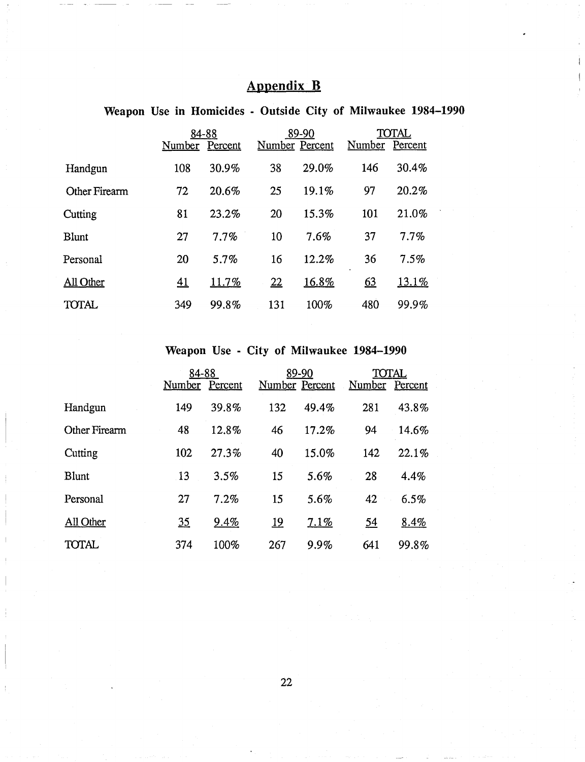# Appendix B

## Weapon Use in Homicides - Outside City of Milwaukee 1984–1990

| | 84-88 | | 89-90 | | TOTAL | |
|---|---|---|---|---|---|---|
| | Number | Percent | Number | Percent | Number | Percent |
| Handgun | 108 | 30.9% | 38 | 29.0% | 146 | 30.4% |
| Other Firearm | 72 | 20.6% | 25 | 19.1% | 97 | 20.2% |
| Cutting | 81 | 23.2% | 20 | 15.3% | 101 | 21.0% |
| Blunt | 27 | 7.7% | 10 | 7.6% | 37 | 7.7% |
| Personal | 20 | 5.7% | 16 | 12.2% | 36 | 7.5% |
| All Other | 41 | 11.7% | 22 | 16.8% | 63 | 13.1% |
| TOTAL | 349 | 99.8% | 131 | 100% | 480 | 99.9% |

## Weapon Use - City of Milwaukee 1984–1990

| | 84-88 | | 89-90 | | TOTAL | |
|---|---|---|---|---|---|---|
| | Number | Percent | Number | Percent | Number | Percent |
| Handgun | 149 | 39.8% | 132 | 49.4% | 281 | 43.8% |
| Other Firearm | 48 | 12.8% | 46 | 17.2% | 94 | 14.6% |
| Cutting | 102 | 27.3% | 40 | 15.0% | 142 | 22.1% |
| Blunt | 13 | 3.5% | 15 | 5.6% | 28 | 4.4% |
| Personal | 27 | 7.2% | 15 | 5.6% | 42 | 6.5% |
| All Other | 35 | 9.4% | 19 | 7.1% | 54 | 8.4% |
| TOTAL | 374 | 100% | 267 | 9.9% | 641 | 99.8% |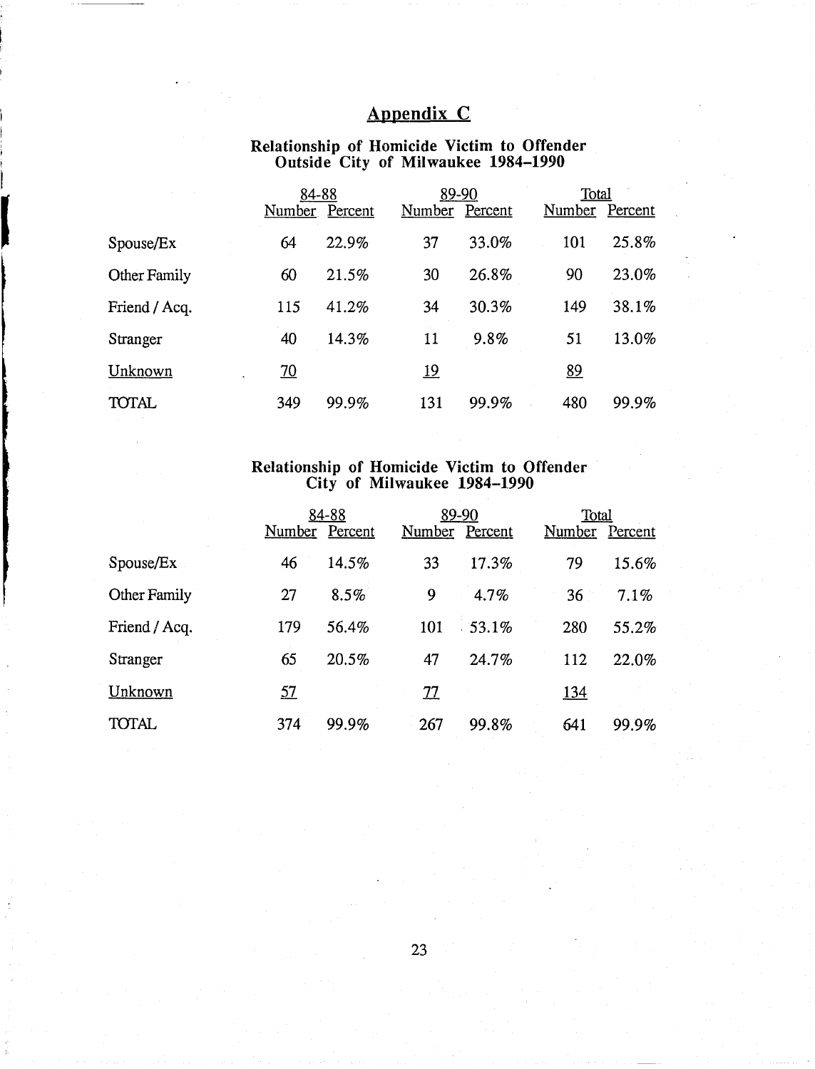# Appendix C

## Relationship of Homicide Victim to Offender Outside City of Milwaukee 1984–1990

| | 84-88 | | 89-90 | | Total | |
|---|---|---|---|---|---|---|
| | Number | Percent | Number | Percent | Number | Percent |
| Spouse/Ex | 64 | 22.9% | 37 | 33.0% | 101 | 25.8% |
| Other Family | 60 | 21.5% | 30 | 26.8% | 90 | 23.0% |
| Friend / Acq. | 115 | 41.2% | 34 | 30.3% | 149 | 38.1% |
| Stranger | 40 | 14.3% | 11 | 9.8% | 51 | 13.0% |
| Unknown | 70 | | 19 | | 89 | |
| TOTAL | 349 | 99.9% | 131 | 99.9% | 480 | 99.9% |

## Relationship of Homicide Victim to Offender City of Milwaukee 1984–1990

| | 84-88 | | 89-90 | | Total | |
|---|---|---|---|---|---|---|
| | Number | Percent | Number | Percent | Number | Percent |
| Spouse/Ex | 46 | 14.5% | 33 | 17.3% | 79 | 15.6% |
| Other Family | 27 | 8.5% | 9 | 4.7% | 36 | 7.1% |
| Friend / Acq. | 179 | 56.4% | 101 | 53.1% | 280 | 55.2% |
| Stranger | 65 | 20.5% | 47 | 24.7% | 112 | 22.0% |
| Unknown | 57 | | 77 | | 134 | |
| TOTAL | 374 | 99.9% | 267 | 99.8% | 641 | 99.9% |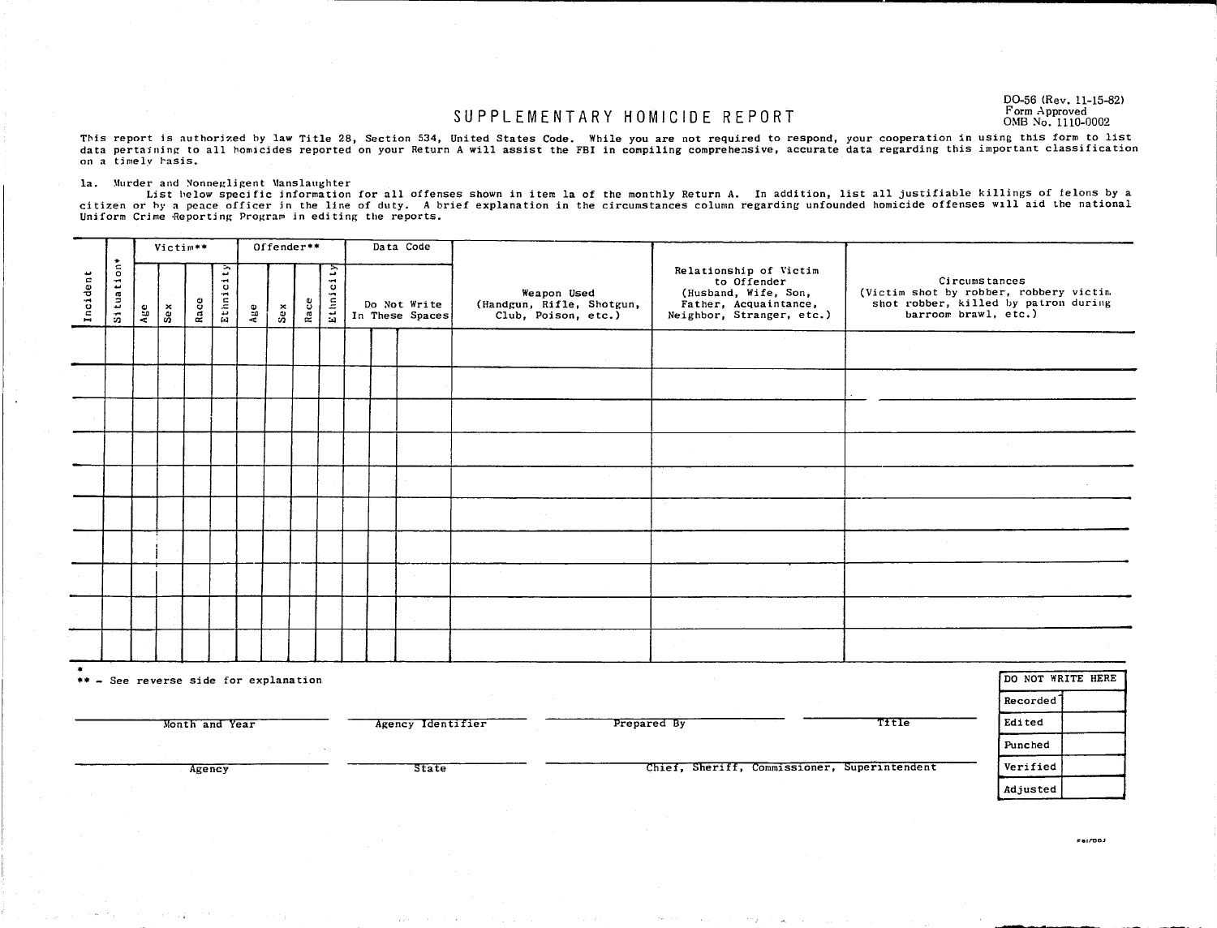DO-56 (Rev. 11-15-82)
Form Approved
OMB No. 1110-0002

# SUPPLEMENTARY HOMICIDE REPORT

This report is authorized by law Title 28, Section 534, United States Code. While you are not required to respond, your cooperation in using this form to list data pertaining to all homicides reported on your Return A will assist the FBI in compiling comprehensive, accurate data regarding this important classification on a timely basis.

1a. Murder and Nonnegligent Manslaughter

List below specific information for all offenses shown in item 1a of the monthly Return A. In addition, list all justifiable killings of felons by a citizen or by a peace officer in the line of duty. A brief explanation in the circumstances column regarding unfounded homicide offenses will aid the national Uniform Crime Reporting Program in editing the reports.

| Incident | Situation* | Victim** | | | | Offender** | | | | Data Code | | | Weapon Used (Handgun, Rifle, Shotgun, Club, Poison, etc.) | Relationship of Victim to Offender (Husband, Wife, Son, Father, Acquaintance, Neighbor, Stranger, etc.) | Circumstances (Victim shot by robber, robbery victim shot robber, killed by patron during barroom brawl, etc.) |
|---|---|---|---|---|---|---|---|---|---|---|---|---|---|---|---|
| | | Age | Sex | Race | Ethnicity | Age | Sex | Race | Ethnicity | Do Not Write In These Spaces | | | | | |
| | | | | | | | | | | | | | | | |
| | | | | | | | | | | | | | | | |
| | | | | | | | | | | | | | | | |
| | | | | | | | | | | | | | | | |
| | | | | | | | | | | | | | | | |
| | | | | | | | | | | | | | | | |
| | | | | | | | | | | | | | | | |
| | | | | | | | | | | | | | | | |
| | | | | | | | | | | | | | | | |
| | | | | | | | | | | | | | | | |

\*
** - See reverse side for explanation

| DO NOT WRITE HERE | |
|---|---|
| Recorded | |
| Edited | |
| Punched | |
| Verified | |
| Adjusted | |

______________________ Month and Year

______________________ Agency Identifier

______________________ Prepared By

______________________ Title

______________________ Agency

______________________ State

______________________ Chief, Sheriff, Commissioner, Superintendent

FBI/DOJ